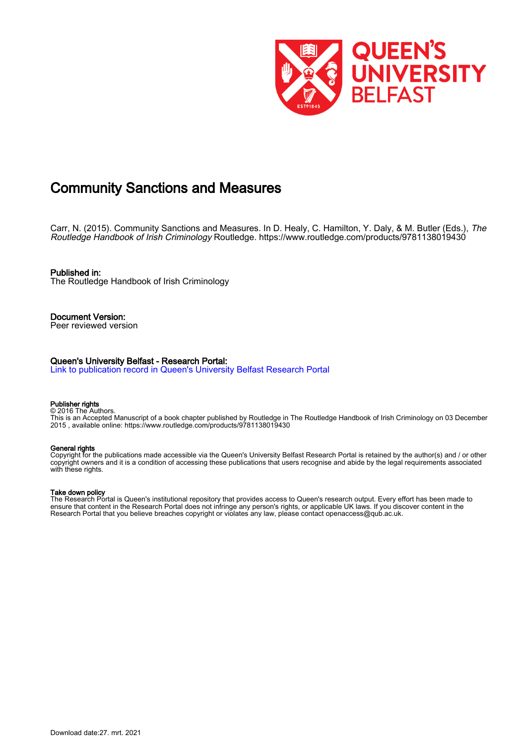# Community Sanctions and Measures

Carr, N. (2015). Community Sanctions and Measures. In D. Healy, C. Hamilton, Y. Daly, & M. Butler (Eds.), *The Routledge Handbook of Irish Criminology* Routledge. https://www.routledge.com/products/9781138019430

**Published in:**
The Routledge Handbook of Irish Criminology

**Document Version:**
Peer reviewed version

**Queen's University Belfast - Research Portal:**
Link to publication record in Queen's University Belfast Research Portal

**Publisher rights**
© 2016 The Authors.
This is an Accepted Manuscript of a book chapter published by Routledge in The Routledge Handbook of Irish Criminology on 03 December 2015 , available online: https://www.routledge.com/products/9781138019430

**General rights**
Copyright for the publications made accessible via the Queen's University Belfast Research Portal is retained by the author(s) and / or other copyright owners and it is a condition of accessing these publications that users recognise and abide by the legal requirements associated with these rights.

**Take down policy**
The Research Portal is Queen's institutional repository that provides access to Queen's research output. Every effort has been made to ensure that content in the Research Portal does not infringe any person's rights, or applicable UK laws. If you discover content in the Research Portal that you believe breaches copyright or violates any law, please contact openaccess@qub.ac.uk.

Download date:27. mrt. 2021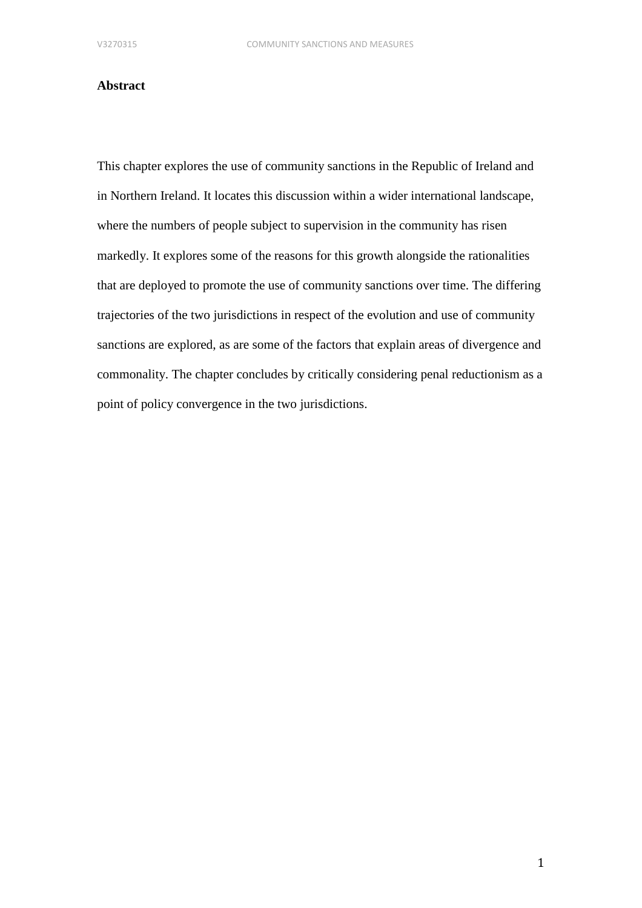**Abstract**

This chapter explores the use of community sanctions in the Republic of Ireland and in Northern Ireland. It locates this discussion within a wider international landscape, where the numbers of people subject to supervision in the community has risen markedly. It explores some of the reasons for this growth alongside the rationalities that are deployed to promote the use of community sanctions over time. The differing trajectories of the two jurisdictions in respect of the evolution and use of community sanctions are explored, as are some of the factors that explain areas of divergence and commonality. The chapter concludes by critically considering penal reductionism as a point of policy convergence in the two jurisdictions.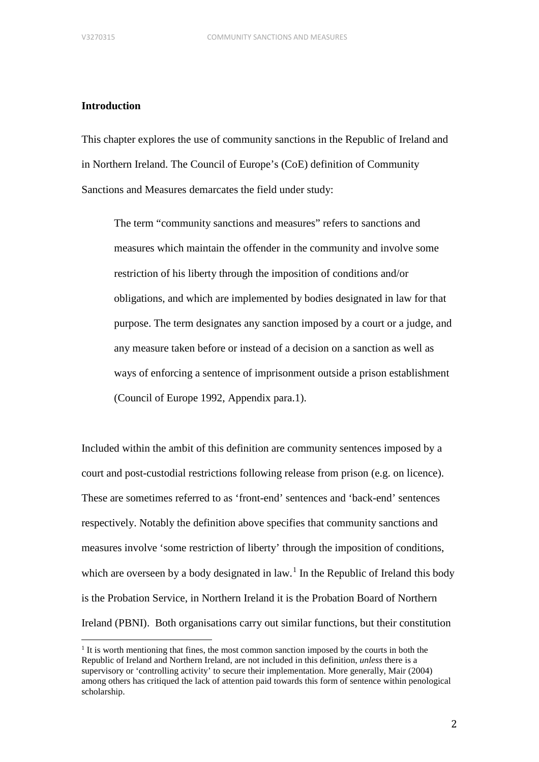**Introduction**

This chapter explores the use of community sanctions in the Republic of Ireland and in Northern Ireland. The Council of Europe's (CoE) definition of Community Sanctions and Measures demarcates the field under study:

> The term "community sanctions and measures" refers to sanctions and measures which maintain the offender in the community and involve some restriction of his liberty through the imposition of conditions and/or obligations, and which are implemented by bodies designated in law for that purpose. The term designates any sanction imposed by a court or a judge, and any measure taken before or instead of a decision on a sanction as well as ways of enforcing a sentence of imprisonment outside a prison establishment (Council of Europe 1992, Appendix para.1).

Included within the ambit of this definition are community sentences imposed by a court and post-custodial restrictions following release from prison (e.g. on licence). These are sometimes referred to as 'front-end' sentences and 'back-end' sentences respectively. Notably the definition above specifies that community sanctions and measures involve 'some restriction of liberty' through the imposition of conditions, which are overseen by a body designated in law.[1] In the Republic of Ireland this body is the Probation Service, in Northern Ireland it is the Probation Board of Northern Ireland (PBNI). Both organisations carry out similar functions, but their constitution

[1] It is worth mentioning that fines, the most common sanction imposed by the courts in both the Republic of Ireland and Northern Ireland, are not included in this definition, *unless* there is a supervisory or 'controlling activity' to secure their implementation. More generally, Mair (2004) among others has critiqued the lack of attention paid towards this form of sentence within penological scholarship.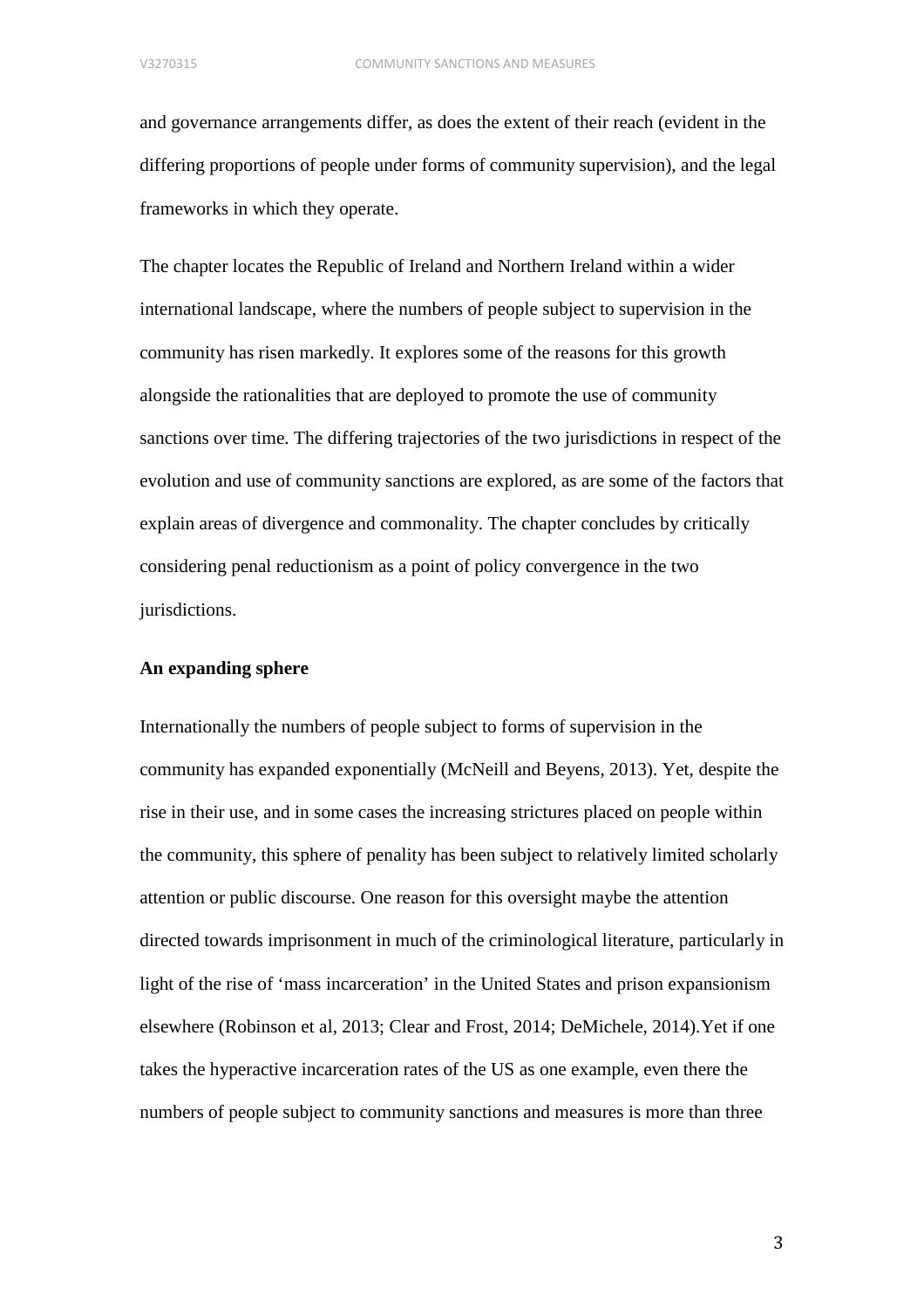and governance arrangements differ, as does the extent of their reach (evident in the differing proportions of people under forms of community supervision), and the legal frameworks in which they operate.

The chapter locates the Republic of Ireland and Northern Ireland within a wider international landscape, where the numbers of people subject to supervision in the community has risen markedly. It explores some of the reasons for this growth alongside the rationalities that are deployed to promote the use of community sanctions over time. The differing trajectories of the two jurisdictions in respect of the evolution and use of community sanctions are explored, as are some of the factors that explain areas of divergence and commonality. The chapter concludes by critically considering penal reductionism as a point of policy convergence in the two jurisdictions.

**An expanding sphere**

Internationally the numbers of people subject to forms of supervision in the community has expanded exponentially (McNeill and Beyens, 2013). Yet, despite the rise in their use, and in some cases the increasing strictures placed on people within the community, this sphere of penality has been subject to relatively limited scholarly attention or public discourse. One reason for this oversight maybe the attention directed towards imprisonment in much of the criminological literature, particularly in light of the rise of 'mass incarceration' in the United States and prison expansionism elsewhere (Robinson et al, 2013; Clear and Frost, 2014; DeMichele, 2014).Yet if one takes the hyperactive incarceration rates of the US as one example, even there the numbers of people subject to community sanctions and measures is more than three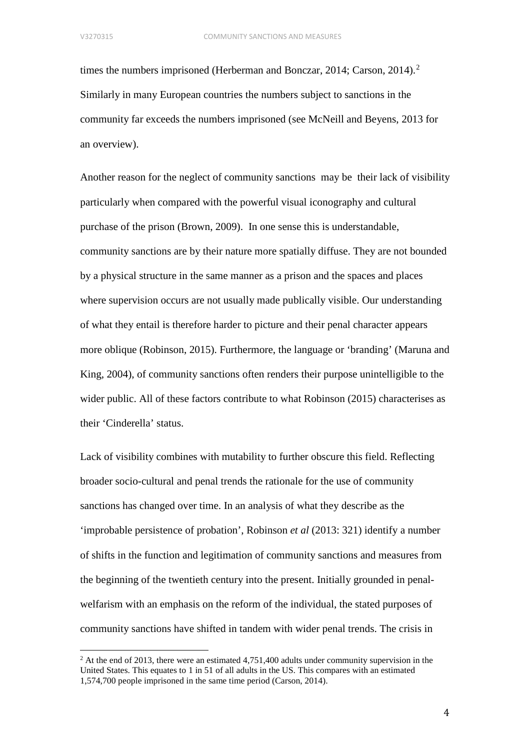times the numbers imprisoned (Herberman and Bonczar, 2014; Carson, 2014).[2] Similarly in many European countries the numbers subject to sanctions in the community far exceeds the numbers imprisoned (see McNeill and Beyens, 2013 for an overview).

Another reason for the neglect of community sanctions may be their lack of visibility particularly when compared with the powerful visual iconography and cultural purchase of the prison (Brown, 2009). In one sense this is understandable, community sanctions are by their nature more spatially diffuse. They are not bounded by a physical structure in the same manner as a prison and the spaces and places where supervision occurs are not usually made publically visible. Our understanding of what they entail is therefore harder to picture and their penal character appears more oblique (Robinson, 2015). Furthermore, the language or 'branding' (Maruna and King, 2004), of community sanctions often renders their purpose unintelligible to the wider public. All of these factors contribute to what Robinson (2015) characterises as their 'Cinderella' status.

Lack of visibility combines with mutability to further obscure this field. Reflecting broader socio-cultural and penal trends the rationale for the use of community sanctions has changed over time. In an analysis of what they describe as the 'improbable persistence of probation', Robinson *et al* (2013: 321) identify a number of shifts in the function and legitimation of community sanctions and measures from the beginning of the twentieth century into the present. Initially grounded in penal-welfarism with an emphasis on the reform of the individual, the stated purposes of community sanctions have shifted in tandem with wider penal trends. The crisis in

[2] At the end of 2013, there were an estimated 4,751,400 adults under community supervision in the United States. This equates to 1 in 51 of all adults in the US. This compares with an estimated 1,574,700 people imprisoned in the same time period (Carson, 2014).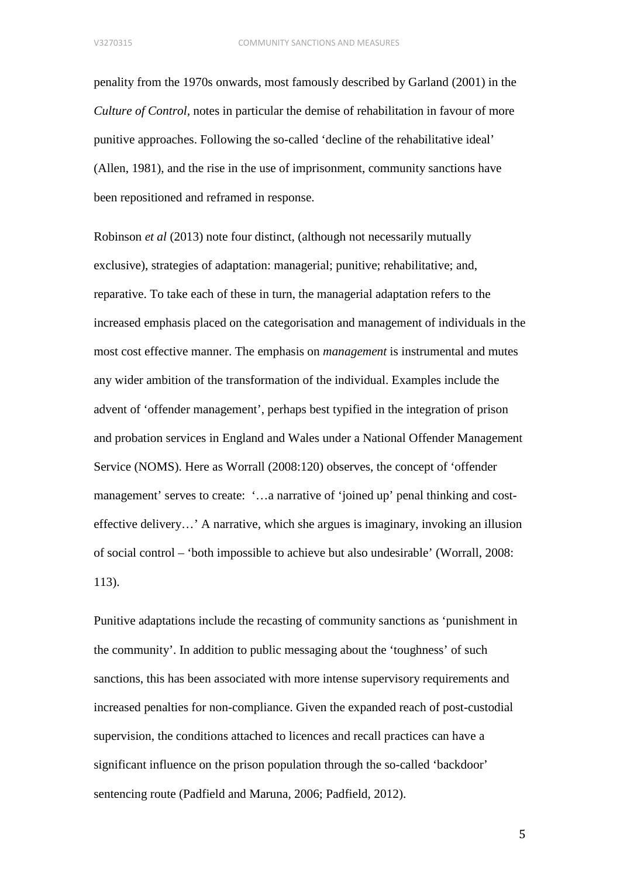penality from the 1970s onwards, most famously described by Garland (2001) in the *Culture of Control*, notes in particular the demise of rehabilitation in favour of more punitive approaches. Following the so-called 'decline of the rehabilitative ideal' (Allen, 1981), and the rise in the use of imprisonment, community sanctions have been repositioned and reframed in response.

Robinson *et al* (2013) note four distinct, (although not necessarily mutually exclusive), strategies of adaptation: managerial; punitive; rehabilitative; and, reparative. To take each of these in turn, the managerial adaptation refers to the increased emphasis placed on the categorisation and management of individuals in the most cost effective manner. The emphasis on *management* is instrumental and mutes any wider ambition of the transformation of the individual. Examples include the advent of 'offender management', perhaps best typified in the integration of prison and probation services in England and Wales under a National Offender Management Service (NOMS). Here as Worrall (2008:120) observes, the concept of 'offender management' serves to create: '…a narrative of 'joined up' penal thinking and cost-effective delivery…' A narrative, which she argues is imaginary, invoking an illusion of social control – 'both impossible to achieve but also undesirable' (Worrall, 2008: 113).

Punitive adaptations include the recasting of community sanctions as 'punishment in the community'. In addition to public messaging about the 'toughness' of such sanctions, this has been associated with more intense supervisory requirements and increased penalties for non-compliance. Given the expanded reach of post-custodial supervision, the conditions attached to licences and recall practices can have a significant influence on the prison population through the so-called 'backdoor' sentencing route (Padfield and Maruna, 2006; Padfield, 2012).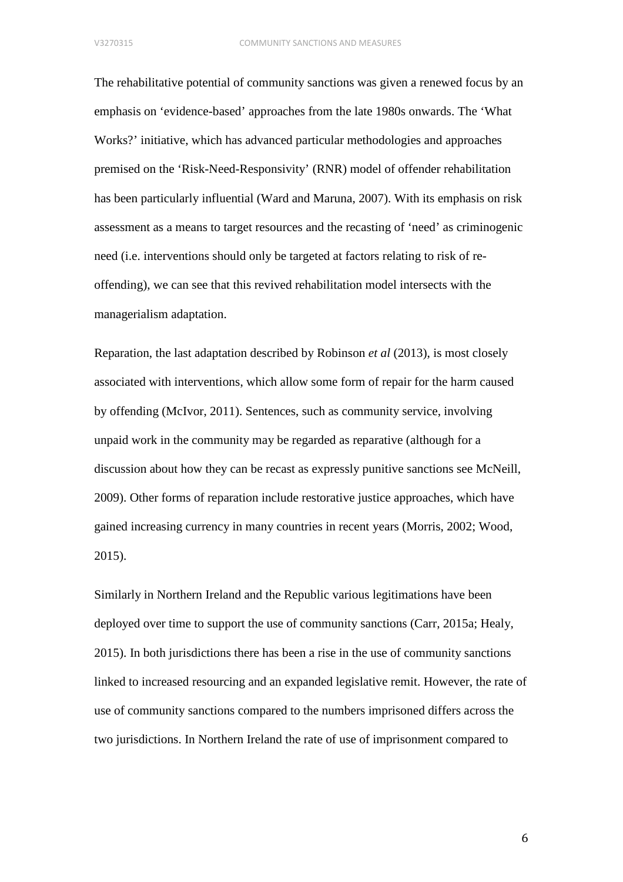The rehabilitative potential of community sanctions was given a renewed focus by an emphasis on 'evidence-based' approaches from the late 1980s onwards. The 'What Works?' initiative, which has advanced particular methodologies and approaches premised on the 'Risk-Need-Responsivity' (RNR) model of offender rehabilitation has been particularly influential (Ward and Maruna, 2007). With its emphasis on risk assessment as a means to target resources and the recasting of 'need' as criminogenic need (i.e. interventions should only be targeted at factors relating to risk of re-offending), we can see that this revived rehabilitation model intersects with the managerialism adaptation.

Reparation, the last adaptation described by Robinson *et al* (2013), is most closely associated with interventions, which allow some form of repair for the harm caused by offending (McIvor, 2011). Sentences, such as community service, involving unpaid work in the community may be regarded as reparative (although for a discussion about how they can be recast as expressly punitive sanctions see McNeill, 2009). Other forms of reparation include restorative justice approaches, which have gained increasing currency in many countries in recent years (Morris, 2002; Wood, 2015).

Similarly in Northern Ireland and the Republic various legitimations have been deployed over time to support the use of community sanctions (Carr, 2015a; Healy, 2015). In both jurisdictions there has been a rise in the use of community sanctions linked to increased resourcing and an expanded legislative remit. However, the rate of use of community sanctions compared to the numbers imprisoned differs across the two jurisdictions. In Northern Ireland the rate of use of imprisonment compared to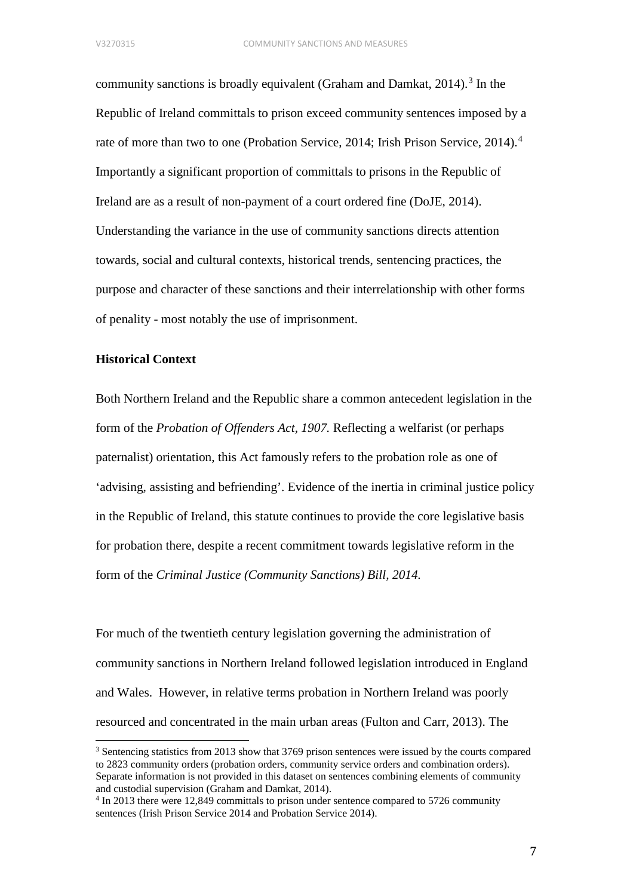community sanctions is broadly equivalent (Graham and Damkat, 2014).[3] In the Republic of Ireland committals to prison exceed community sentences imposed by a rate of more than two to one (Probation Service, 2014; Irish Prison Service, 2014).[4] Importantly a significant proportion of committals to prisons in the Republic of Ireland are as a result of non-payment of a court ordered fine (DoJE, 2014). Understanding the variance in the use of community sanctions directs attention towards, social and cultural contexts, historical trends, sentencing practices, the purpose and character of these sanctions and their interrelationship with other forms of penality - most notably the use of imprisonment.

**Historical Context**

Both Northern Ireland and the Republic share a common antecedent legislation in the form of the *Probation of Offenders Act, 1907.* Reflecting a welfarist (or perhaps paternalist) orientation, this Act famously refers to the probation role as one of 'advising, assisting and befriending'. Evidence of the inertia in criminal justice policy in the Republic of Ireland, this statute continues to provide the core legislative basis for probation there, despite a recent commitment towards legislative reform in the form of the *Criminal Justice (Community Sanctions) Bill, 2014.*

For much of the twentieth century legislation governing the administration of community sanctions in Northern Ireland followed legislation introduced in England and Wales. However, in relative terms probation in Northern Ireland was poorly resourced and concentrated in the main urban areas (Fulton and Carr, 2013). The

---

[3] Sentencing statistics from 2013 show that 3769 prison sentences were issued by the courts compared to 2823 community orders (probation orders, community service orders and combination orders). Separate information is not provided in this dataset on sentences combining elements of community and custodial supervision (Graham and Damkat, 2014).

[4] In 2013 there were 12,849 committals to prison under sentence compared to 5726 community sentences (Irish Prison Service 2014 and Probation Service 2014).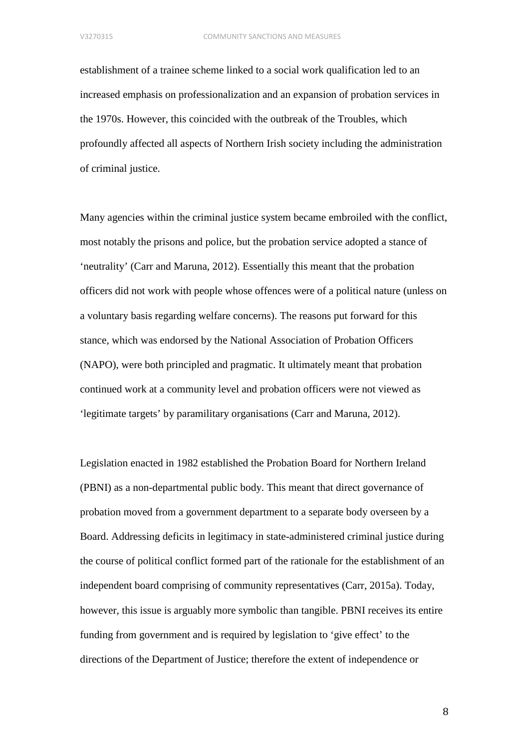establishment of a trainee scheme linked to a social work qualification led to an increased emphasis on professionalization and an expansion of probation services in the 1970s. However, this coincided with the outbreak of the Troubles, which profoundly affected all aspects of Northern Irish society including the administration of criminal justice.

Many agencies within the criminal justice system became embroiled with the conflict, most notably the prisons and police, but the probation service adopted a stance of 'neutrality' (Carr and Maruna, 2012). Essentially this meant that the probation officers did not work with people whose offences were of a political nature (unless on a voluntary basis regarding welfare concerns). The reasons put forward for this stance, which was endorsed by the National Association of Probation Officers (NAPO), were both principled and pragmatic. It ultimately meant that probation continued work at a community level and probation officers were not viewed as 'legitimate targets' by paramilitary organisations (Carr and Maruna, 2012).

Legislation enacted in 1982 established the Probation Board for Northern Ireland (PBNI) as a non-departmental public body. This meant that direct governance of probation moved from a government department to a separate body overseen by a Board. Addressing deficits in legitimacy in state-administered criminal justice during the course of political conflict formed part of the rationale for the establishment of an independent board comprising of community representatives (Carr, 2015a). Today, however, this issue is arguably more symbolic than tangible. PBNI receives its entire funding from government and is required by legislation to 'give effect' to the directions of the Department of Justice; therefore the extent of independence or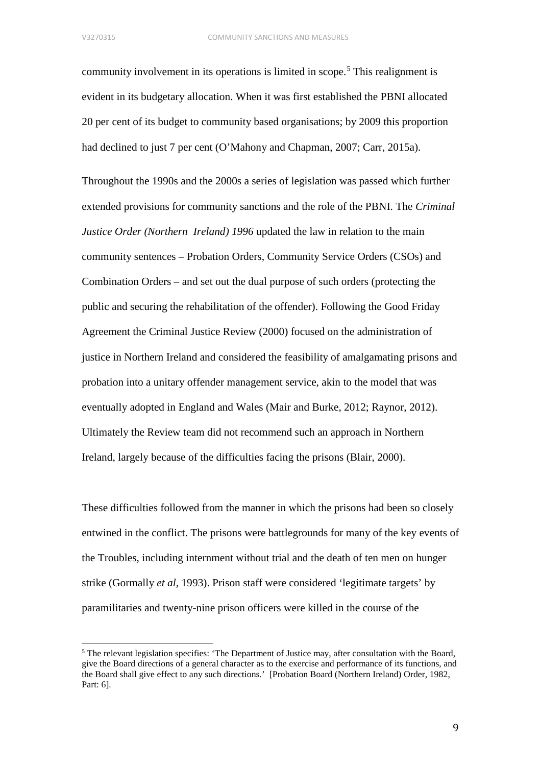community involvement in its operations is limited in scope.[5] This realignment is evident in its budgetary allocation. When it was first established the PBNI allocated 20 per cent of its budget to community based organisations; by 2009 this proportion had declined to just 7 per cent (O'Mahony and Chapman, 2007; Carr, 2015a).

Throughout the 1990s and the 2000s a series of legislation was passed which further extended provisions for community sanctions and the role of the PBNI. The *Criminal Justice Order (Northern Ireland) 1996* updated the law in relation to the main community sentences – Probation Orders, Community Service Orders (CSOs) and Combination Orders – and set out the dual purpose of such orders (protecting the public and securing the rehabilitation of the offender). Following the Good Friday Agreement the Criminal Justice Review (2000) focused on the administration of justice in Northern Ireland and considered the feasibility of amalgamating prisons and probation into a unitary offender management service, akin to the model that was eventually adopted in England and Wales (Mair and Burke, 2012; Raynor, 2012). Ultimately the Review team did not recommend such an approach in Northern Ireland, largely because of the difficulties facing the prisons (Blair, 2000).

These difficulties followed from the manner in which the prisons had been so closely entwined in the conflict. The prisons were battlegrounds for many of the key events of the Troubles, including internment without trial and the death of ten men on hunger strike (Gormally *et al*, 1993). Prison staff were considered 'legitimate targets' by paramilitaries and twenty-nine prison officers were killed in the course of the

---

[5] The relevant legislation specifies: 'The Department of Justice may, after consultation with the Board, give the Board directions of a general character as to the exercise and performance of its functions, and the Board shall give effect to any such directions.' [Probation Board (Northern Ireland) Order, 1982, Part: 6].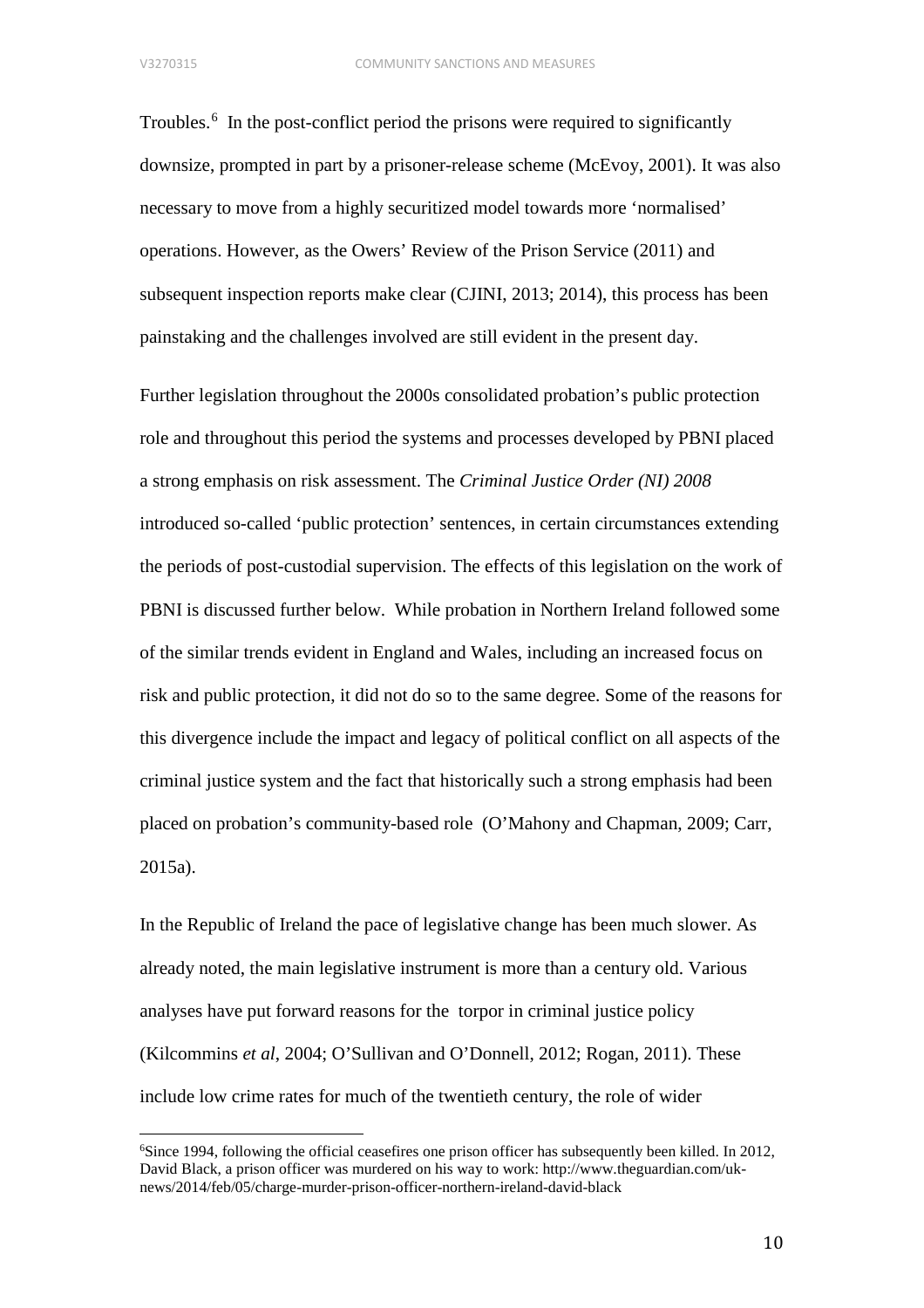Troubles.[6] In the post-conflict period the prisons were required to significantly downsize, prompted in part by a prisoner-release scheme (McEvoy, 2001). It was also necessary to move from a highly securitized model towards more 'normalised' operations. However, as the Owers' Review of the Prison Service (2011) and subsequent inspection reports make clear (CJINI, 2013; 2014), this process has been painstaking and the challenges involved are still evident in the present day.

Further legislation throughout the 2000s consolidated probation's public protection role and throughout this period the systems and processes developed by PBNI placed a strong emphasis on risk assessment. The *Criminal Justice Order (NI) 2008* introduced so-called 'public protection' sentences, in certain circumstances extending the periods of post-custodial supervision. The effects of this legislation on the work of PBNI is discussed further below. While probation in Northern Ireland followed some of the similar trends evident in England and Wales, including an increased focus on risk and public protection, it did not do so to the same degree. Some of the reasons for this divergence include the impact and legacy of political conflict on all aspects of the criminal justice system and the fact that historically such a strong emphasis had been placed on probation's community-based role (O'Mahony and Chapman, 2009; Carr, 2015a).

In the Republic of Ireland the pace of legislative change has been much slower. As already noted, the main legislative instrument is more than a century old. Various analyses have put forward reasons for the torpor in criminal justice policy (Kilcommins *et al*, 2004; O'Sullivan and O'Donnell, 2012; Rogan, 2011). These include low crime rates for much of the twentieth century, the role of wider

[6]Since 1994, following the official ceasefires one prison officer has subsequently been killed. In 2012, David Black, a prison officer was murdered on his way to work: http://www.theguardian.com/uk-news/2014/feb/05/charge-murder-prison-officer-northern-ireland-david-black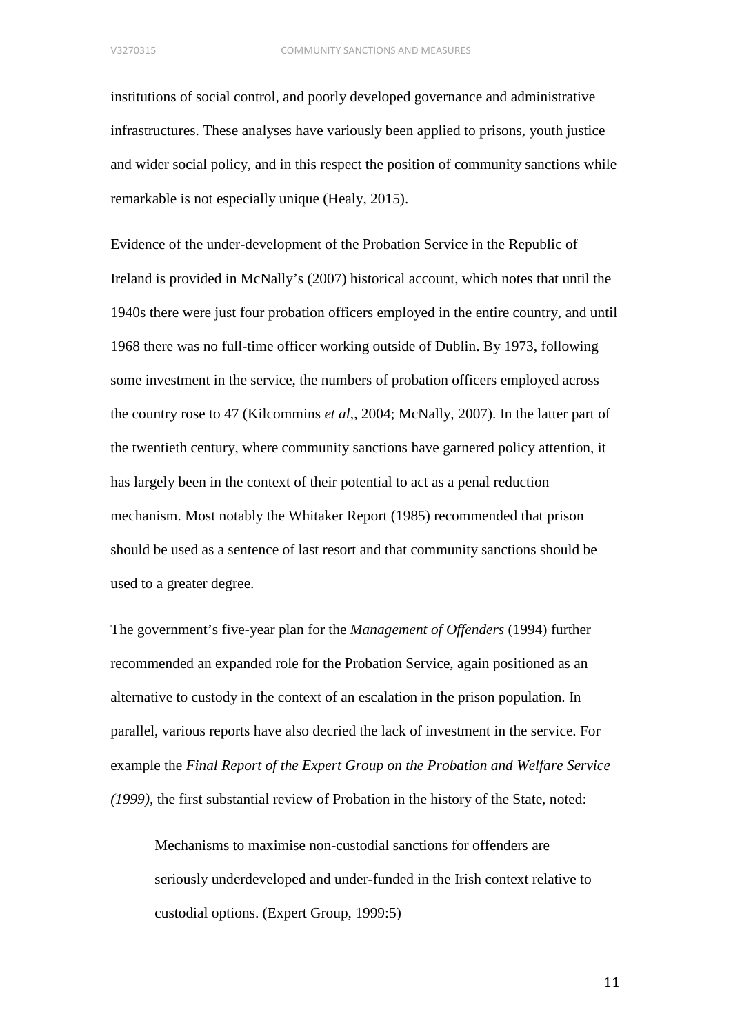institutions of social control, and poorly developed governance and administrative infrastructures. These analyses have variously been applied to prisons, youth justice and wider social policy, and in this respect the position of community sanctions while remarkable is not especially unique (Healy, 2015).

Evidence of the under-development of the Probation Service in the Republic of Ireland is provided in McNally's (2007) historical account, which notes that until the 1940s there were just four probation officers employed in the entire country, and until 1968 there was no full-time officer working outside of Dublin. By 1973, following some investment in the service, the numbers of probation officers employed across the country rose to 47 (Kilcommins *et al*,, 2004; McNally, 2007). In the latter part of the twentieth century, where community sanctions have garnered policy attention, it has largely been in the context of their potential to act as a penal reduction mechanism. Most notably the Whitaker Report (1985) recommended that prison should be used as a sentence of last resort and that community sanctions should be used to a greater degree.

The government's five-year plan for the *Management of Offenders* (1994) further recommended an expanded role for the Probation Service, again positioned as an alternative to custody in the context of an escalation in the prison population. In parallel, various reports have also decried the lack of investment in the service. For example the *Final Report of the Expert Group on the Probation and Welfare Service (1999)*, the first substantial review of Probation in the history of the State, noted:

> Mechanisms to maximise non-custodial sanctions for offenders are seriously underdeveloped and under-funded in the Irish context relative to custodial options. (Expert Group, 1999:5)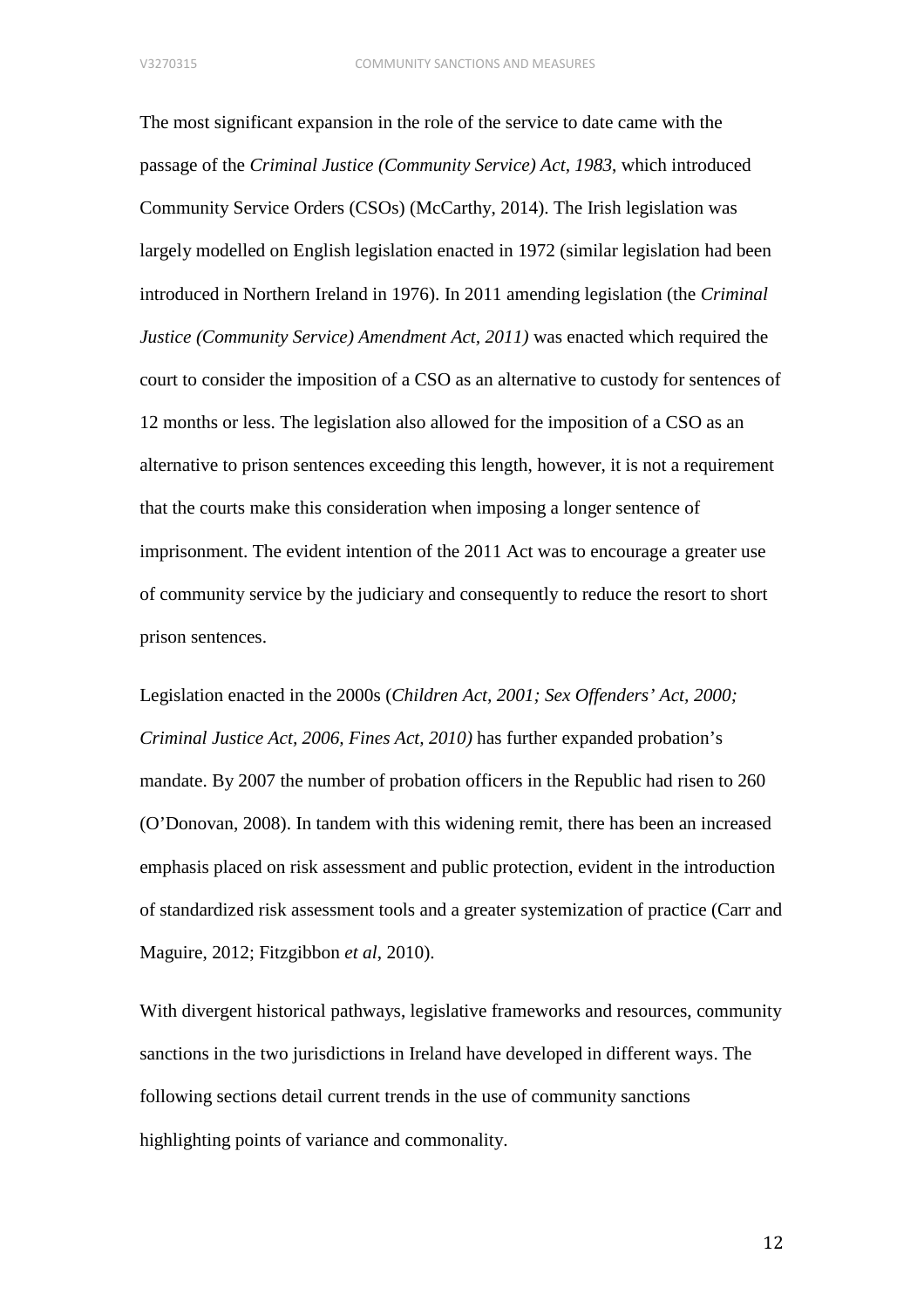The most significant expansion in the role of the service to date came with the passage of the *Criminal Justice (Community Service) Act, 1983*, which introduced Community Service Orders (CSOs) (McCarthy, 2014). The Irish legislation was largely modelled on English legislation enacted in 1972 (similar legislation had been introduced in Northern Ireland in 1976). In 2011 amending legislation (the *Criminal Justice (Community Service) Amendment Act, 2011)* was enacted which required the court to consider the imposition of a CSO as an alternative to custody for sentences of 12 months or less. The legislation also allowed for the imposition of a CSO as an alternative to prison sentences exceeding this length, however, it is not a requirement that the courts make this consideration when imposing a longer sentence of imprisonment. The evident intention of the 2011 Act was to encourage a greater use of community service by the judiciary and consequently to reduce the resort to short prison sentences.

Legislation enacted in the 2000s (*Children Act, 2001; Sex Offenders' Act, 2000; Criminal Justice Act, 2006, Fines Act, 2010)* has further expanded probation's mandate. By 2007 the number of probation officers in the Republic had risen to 260 (O'Donovan, 2008). In tandem with this widening remit, there has been an increased emphasis placed on risk assessment and public protection, evident in the introduction of standardized risk assessment tools and a greater systemization of practice (Carr and Maguire, 2012; Fitzgibbon *et al*, 2010).

With divergent historical pathways, legislative frameworks and resources, community sanctions in the two jurisdictions in Ireland have developed in different ways. The following sections detail current trends in the use of community sanctions highlighting points of variance and commonality.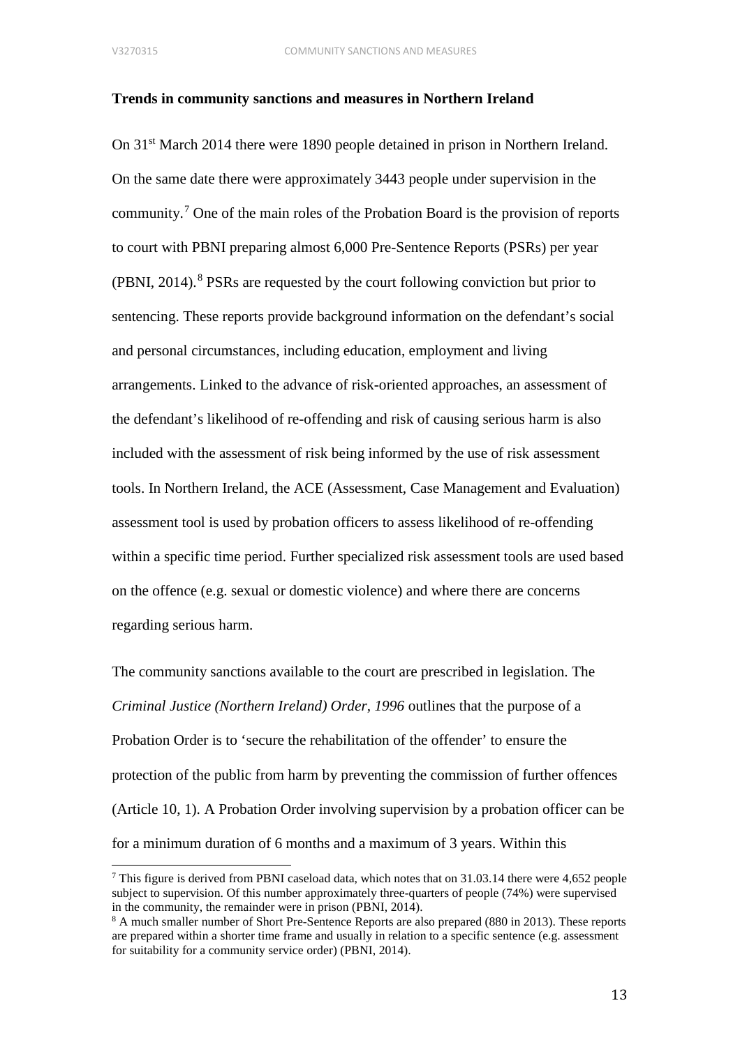**Trends in community sanctions and measures in Northern Ireland**

On 31st March 2014 there were 1890 people detained in prison in Northern Ireland. On the same date there were approximately 3443 people under supervision in the community.[7] One of the main roles of the Probation Board is the provision of reports to court with PBNI preparing almost 6,000 Pre-Sentence Reports (PSRs) per year (PBNI, 2014).[8] PSRs are requested by the court following conviction but prior to sentencing. These reports provide background information on the defendant's social and personal circumstances, including education, employment and living arrangements. Linked to the advance of risk-oriented approaches, an assessment of the defendant's likelihood of re-offending and risk of causing serious harm is also included with the assessment of risk being informed by the use of risk assessment tools. In Northern Ireland, the ACE (Assessment, Case Management and Evaluation) assessment tool is used by probation officers to assess likelihood of re-offending within a specific time period. Further specialized risk assessment tools are used based on the offence (e.g. sexual or domestic violence) and where there are concerns regarding serious harm.

The community sanctions available to the court are prescribed in legislation. The *Criminal Justice (Northern Ireland) Order, 1996* outlines that the purpose of a Probation Order is to 'secure the rehabilitation of the offender' to ensure the protection of the public from harm by preventing the commission of further offences (Article 10, 1). A Probation Order involving supervision by a probation officer can be for a minimum duration of 6 months and a maximum of 3 years. Within this

---

[7] This figure is derived from PBNI caseload data, which notes that on 31.03.14 there were 4,652 people subject to supervision. Of this number approximately three-quarters of people (74%) were supervised in the community, the remainder were in prison (PBNI, 2014).

[8] A much smaller number of Short Pre-Sentence Reports are also prepared (880 in 2013). These reports are prepared within a shorter time frame and usually in relation to a specific sentence (e.g. assessment for suitability for a community service order) (PBNI, 2014).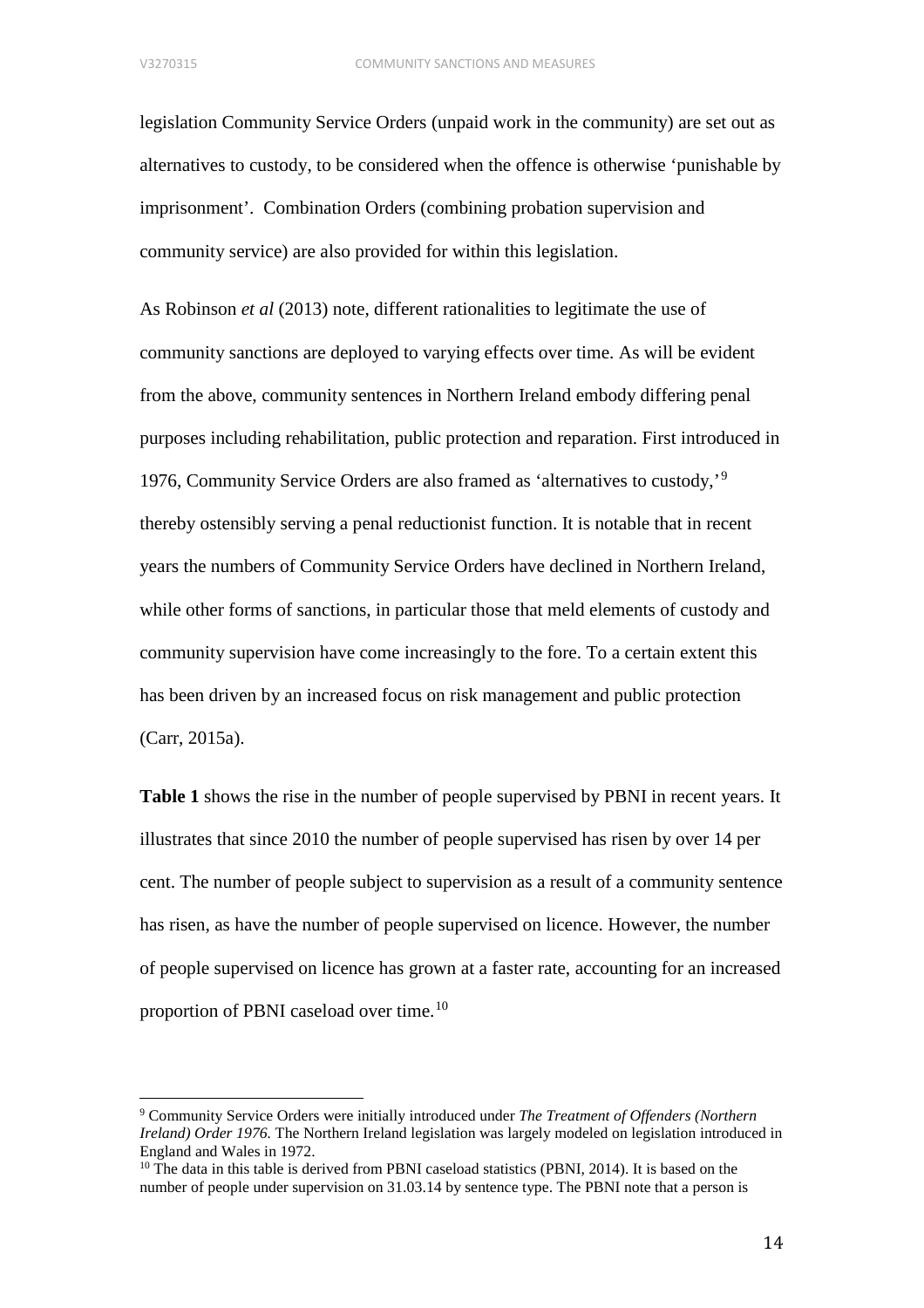legislation Community Service Orders (unpaid work in the community) are set out as alternatives to custody, to be considered when the offence is otherwise 'punishable by imprisonment'. Combination Orders (combining probation supervision and community service) are also provided for within this legislation.

As Robinson *et al* (2013) note, different rationalities to legitimate the use of community sanctions are deployed to varying effects over time. As will be evident from the above, community sentences in Northern Ireland embody differing penal purposes including rehabilitation, public protection and reparation. First introduced in 1976, Community Service Orders are also framed as 'alternatives to custody,'[9] thereby ostensibly serving a penal reductionist function. It is notable that in recent years the numbers of Community Service Orders have declined in Northern Ireland, while other forms of sanctions, in particular those that meld elements of custody and community supervision have come increasingly to the fore. To a certain extent this has been driven by an increased focus on risk management and public protection (Carr, 2015a).

**Table 1** shows the rise in the number of people supervised by PBNI in recent years. It illustrates that since 2010 the number of people supervised has risen by over 14 per cent. The number of people subject to supervision as a result of a community sentence has risen, as have the number of people supervised on licence. However, the number of people supervised on licence has grown at a faster rate, accounting for an increased proportion of PBNI caseload over time.[10]

---

[9] Community Service Orders were initially introduced under *The Treatment of Offenders (Northern Ireland) Order 1976.* The Northern Ireland legislation was largely modeled on legislation introduced in England and Wales in 1972.

[10] The data in this table is derived from PBNI caseload statistics (PBNI, 2014). It is based on the number of people under supervision on 31.03.14 by sentence type. The PBNI note that a person is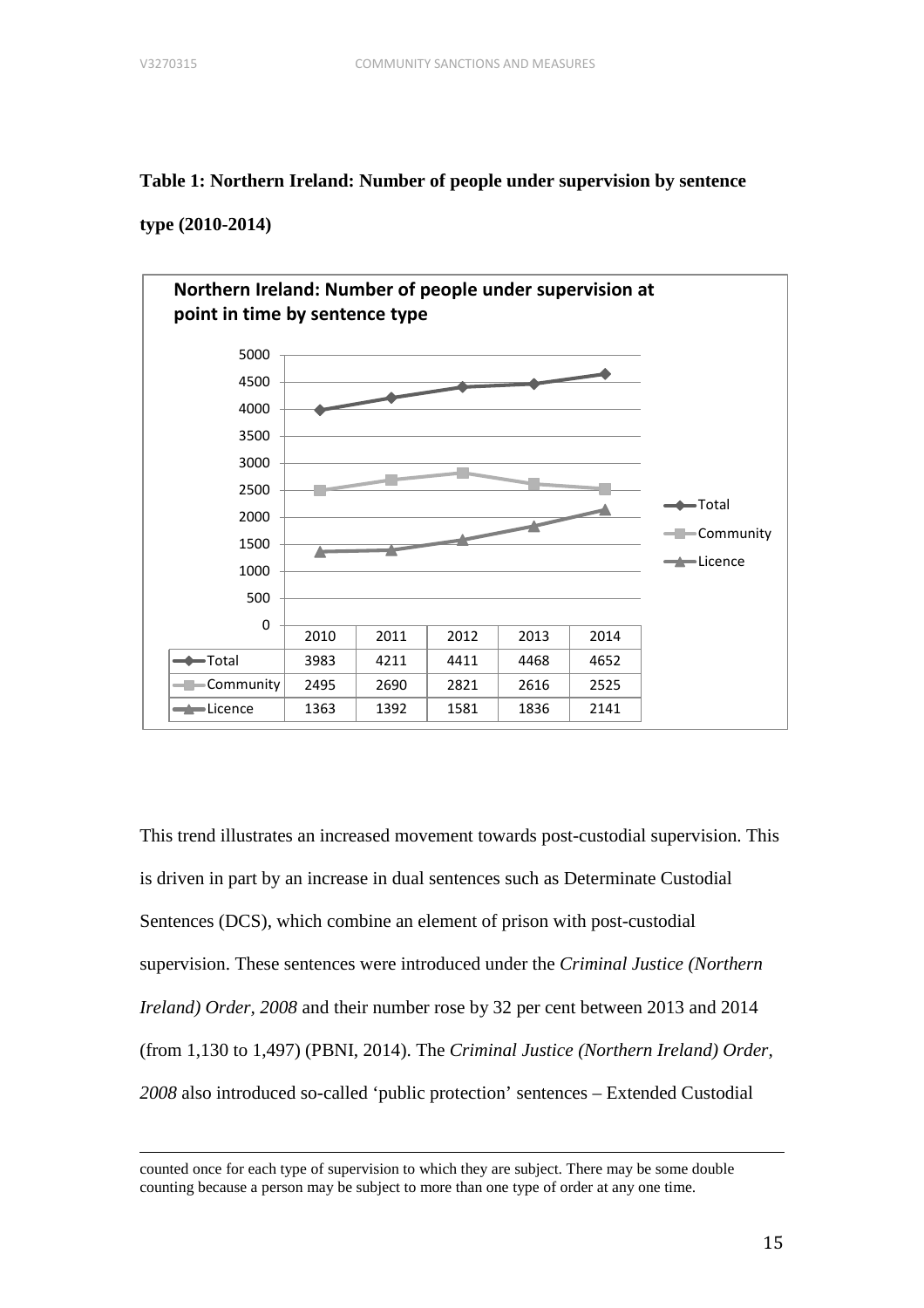**Table 1: Northern Ireland: Number of people under supervision by sentence type (2010-2014)**

**Northern Ireland: Number of people under supervision at point in time by sentence type**

| | 2010 | 2011 | 2012 | 2013 | 2014 |
|---|---|---|---|---|---|
| Total | 3983 | 4211 | 4411 | 4468 | 4652 |
| Community | 2495 | 2690 | 2821 | 2616 | 2525 |
| Licence | 1363 | 1392 | 1581 | 1836 | 2141 |

This trend illustrates an increased movement towards post-custodial supervision. This is driven in part by an increase in dual sentences such as Determinate Custodial Sentences (DCS), which combine an element of prison with post-custodial supervision. These sentences were introduced under the *Criminal Justice (Northern Ireland) Order, 2008* and their number rose by 32 per cent between 2013 and 2014 (from 1,130 to 1,497) (PBNI, 2014). The *Criminal Justice (Northern Ireland) Order, 2008* also introduced so-called 'public protection' sentences – Extended Custodial

counted once for each type of supervision to which they are subject. There may be some double counting because a person may be subject to more than one type of order at any one time.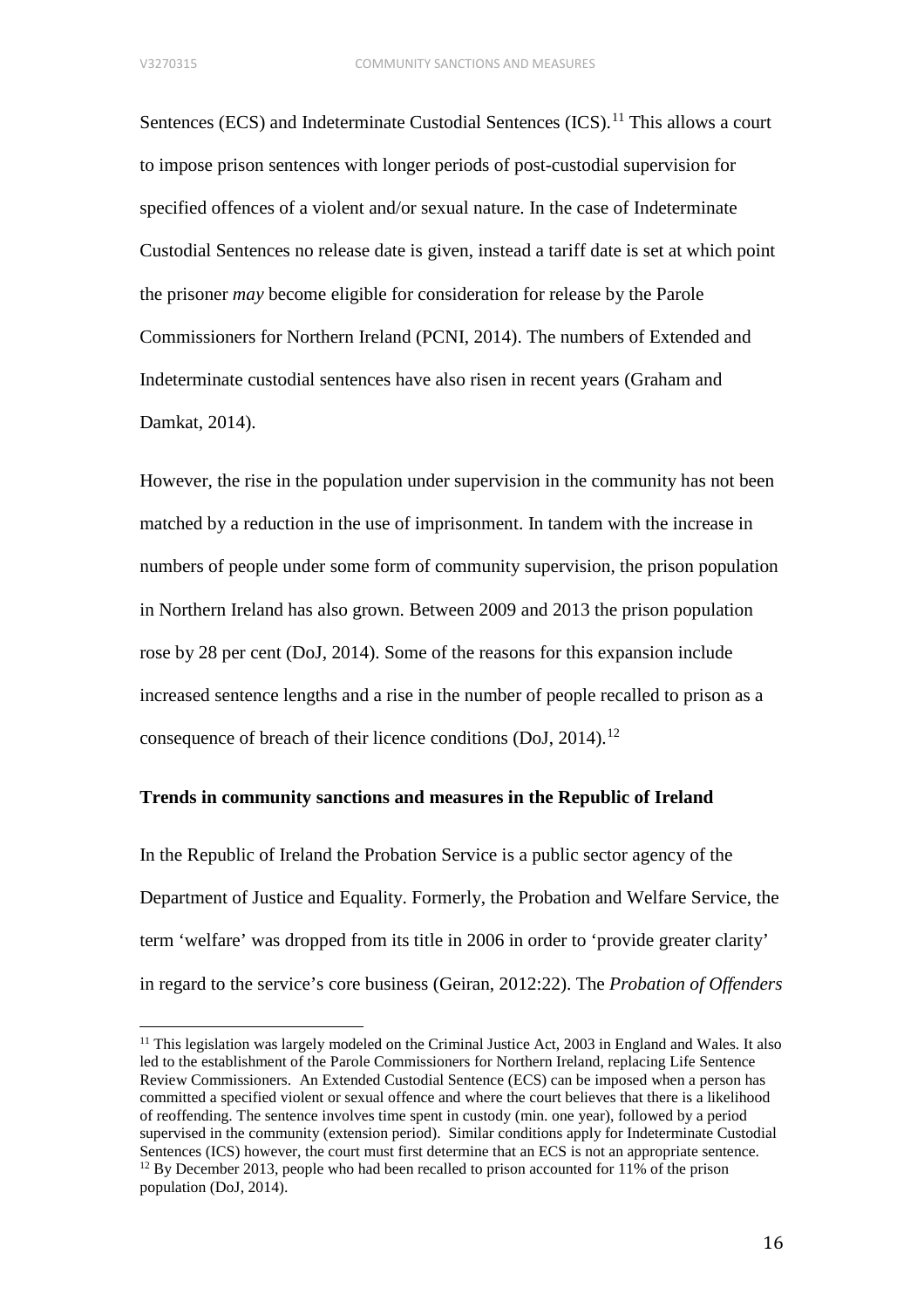Sentences (ECS) and Indeterminate Custodial Sentences (ICS).[11] This allows a court to impose prison sentences with longer periods of post-custodial supervision for specified offences of a violent and/or sexual nature. In the case of Indeterminate Custodial Sentences no release date is given, instead a tariff date is set at which point the prisoner *may* become eligible for consideration for release by the Parole Commissioners for Northern Ireland (PCNI, 2014). The numbers of Extended and Indeterminate custodial sentences have also risen in recent years (Graham and Damkat, 2014).

However, the rise in the population under supervision in the community has not been matched by a reduction in the use of imprisonment. In tandem with the increase in numbers of people under some form of community supervision, the prison population in Northern Ireland has also grown. Between 2009 and 2013 the prison population rose by 28 per cent (DoJ, 2014). Some of the reasons for this expansion include increased sentence lengths and a rise in the number of people recalled to prison as a consequence of breach of their licence conditions (DoJ, 2014).[12]

**Trends in community sanctions and measures in the Republic of Ireland**

In the Republic of Ireland the Probation Service is a public sector agency of the Department of Justice and Equality. Formerly, the Probation and Welfare Service, the term 'welfare' was dropped from its title in 2006 in order to 'provide greater clarity' in regard to the service's core business (Geiran, 2012:22). The *Probation of Offenders*

---

[11] This legislation was largely modeled on the Criminal Justice Act, 2003 in England and Wales. It also led to the establishment of the Parole Commissioners for Northern Ireland, replacing Life Sentence Review Commissioners. An Extended Custodial Sentence (ECS) can be imposed when a person has committed a specified violent or sexual offence and where the court believes that there is a likelihood of reoffending. The sentence involves time spent in custody (min. one year), followed by a period supervised in the community (extension period). Similar conditions apply for Indeterminate Custodial Sentences (ICS) however, the court must first determine that an ECS is not an appropriate sentence.

[12] By December 2013, people who had been recalled to prison accounted for 11% of the prison population (DoJ, 2014).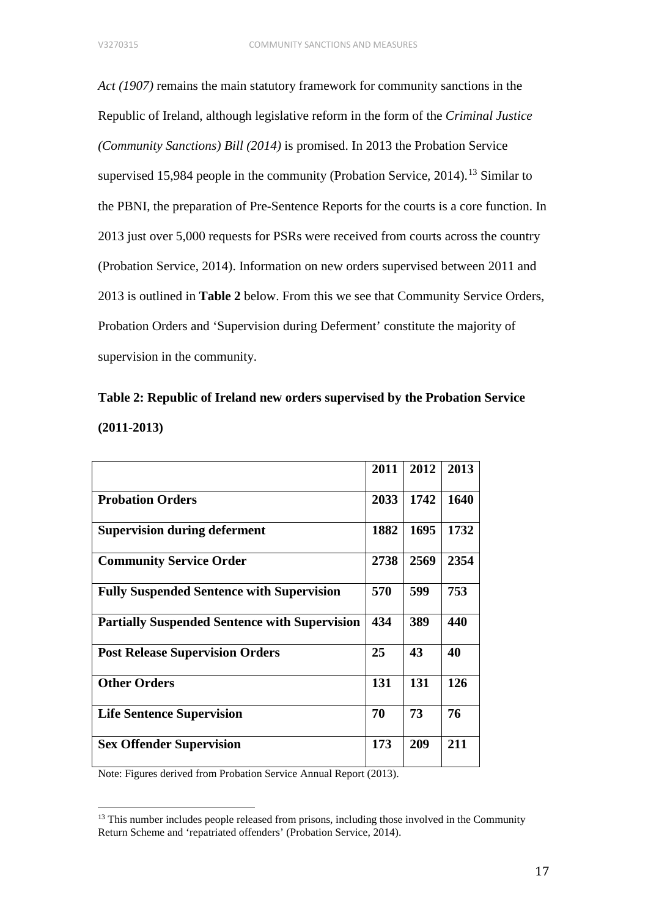*Act (1907)* remains the main statutory framework for community sanctions in the Republic of Ireland, although legislative reform in the form of the *Criminal Justice (Community Sanctions) Bill (2014)* is promised. In 2013 the Probation Service supervised 15,984 people in the community (Probation Service, 2014).[13] Similar to the PBNI, the preparation of Pre-Sentence Reports for the courts is a core function. In 2013 just over 5,000 requests for PSRs were received from courts across the country (Probation Service, 2014). Information on new orders supervised between 2011 and 2013 is outlined in **Table 2** below. From this we see that Community Service Orders, Probation Orders and 'Supervision during Deferment' constitute the majority of supervision in the community.

**Table 2: Republic of Ireland new orders supervised by the Probation Service (2011-2013)**

| | 2011 | 2012 | 2013 |
|---|---|---|---|
| **Probation Orders** | 2033 | 1742 | 1640 |
| **Supervision during deferment** | 1882 | 1695 | 1732 |
| **Community Service Order** | 2738 | 2569 | 2354 |
| **Fully Suspended Sentence with Supervision** | 570 | 599 | 753 |
| **Partially Suspended Sentence with Supervision** | 434 | 389 | 440 |
| **Post Release Supervision Orders** | 25 | 43 | 40 |
| **Other Orders** | 131 | 131 | 126 |
| **Life Sentence Supervision** | 70 | 73 | 76 |
| **Sex Offender Supervision** | 173 | 209 | 211 |

Note: Figures derived from Probation Service Annual Report (2013).

[13] This number includes people released from prisons, including those involved in the Community Return Scheme and 'repatriated offenders' (Probation Service, 2014).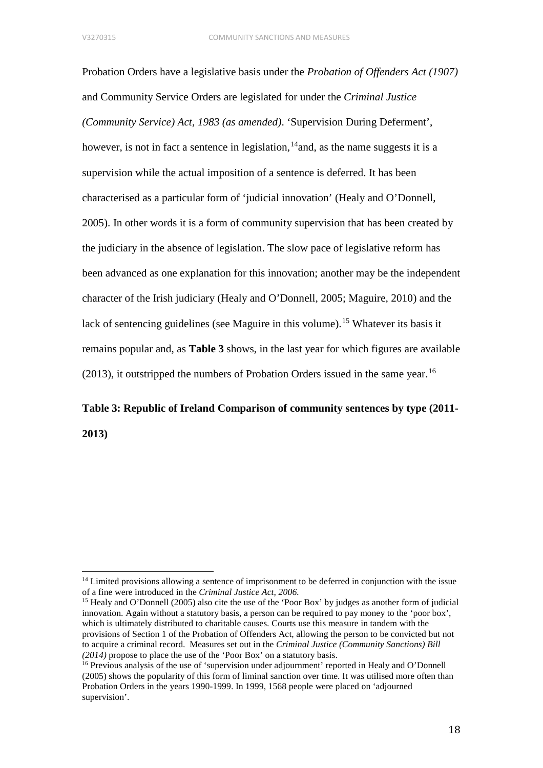Probation Orders have a legislative basis under the *Probation of Offenders Act (1907)* and Community Service Orders are legislated for under the *Criminal Justice (Community Service) Act, 1983 (as amended)*. 'Supervision During Deferment', however, is not in fact a sentence in legislation,[14]and, as the name suggests it is a supervision while the actual imposition of a sentence is deferred. It has been characterised as a particular form of 'judicial innovation' (Healy and O'Donnell, 2005). In other words it is a form of community supervision that has been created by the judiciary in the absence of legislation. The slow pace of legislative reform has been advanced as one explanation for this innovation; another may be the independent character of the Irish judiciary (Healy and O'Donnell, 2005; Maguire, 2010) and the lack of sentencing guidelines (see Maguire in this volume).[15] Whatever its basis it remains popular and, as **Table 3** shows, in the last year for which figures are available (2013), it outstripped the numbers of Probation Orders issued in the same year.[16]

**Table 3: Republic of Ireland Comparison of community sentences by type (2011-2013)**

---

[14] Limited provisions allowing a sentence of imprisonment to be deferred in conjunction with the issue of a fine were introduced in the *Criminal Justice Act, 2006.*

[15] Healy and O'Donnell (2005) also cite the use of the 'Poor Box' by judges as another form of judicial innovation. Again without a statutory basis, a person can be required to pay money to the 'poor box', which is ultimately distributed to charitable causes. Courts use this measure in tandem with the provisions of Section 1 of the Probation of Offenders Act, allowing the person to be convicted but not to acquire a criminal record. Measures set out in the *Criminal Justice (Community Sanctions) Bill (2014)* propose to place the use of the 'Poor Box' on a statutory basis.

[16] Previous analysis of the use of 'supervision under adjournment' reported in Healy and O'Donnell (2005) shows the popularity of this form of liminal sanction over time. It was utilised more often than Probation Orders in the years 1990-1999. In 1999, 1568 people were placed on 'adjourned supervision'.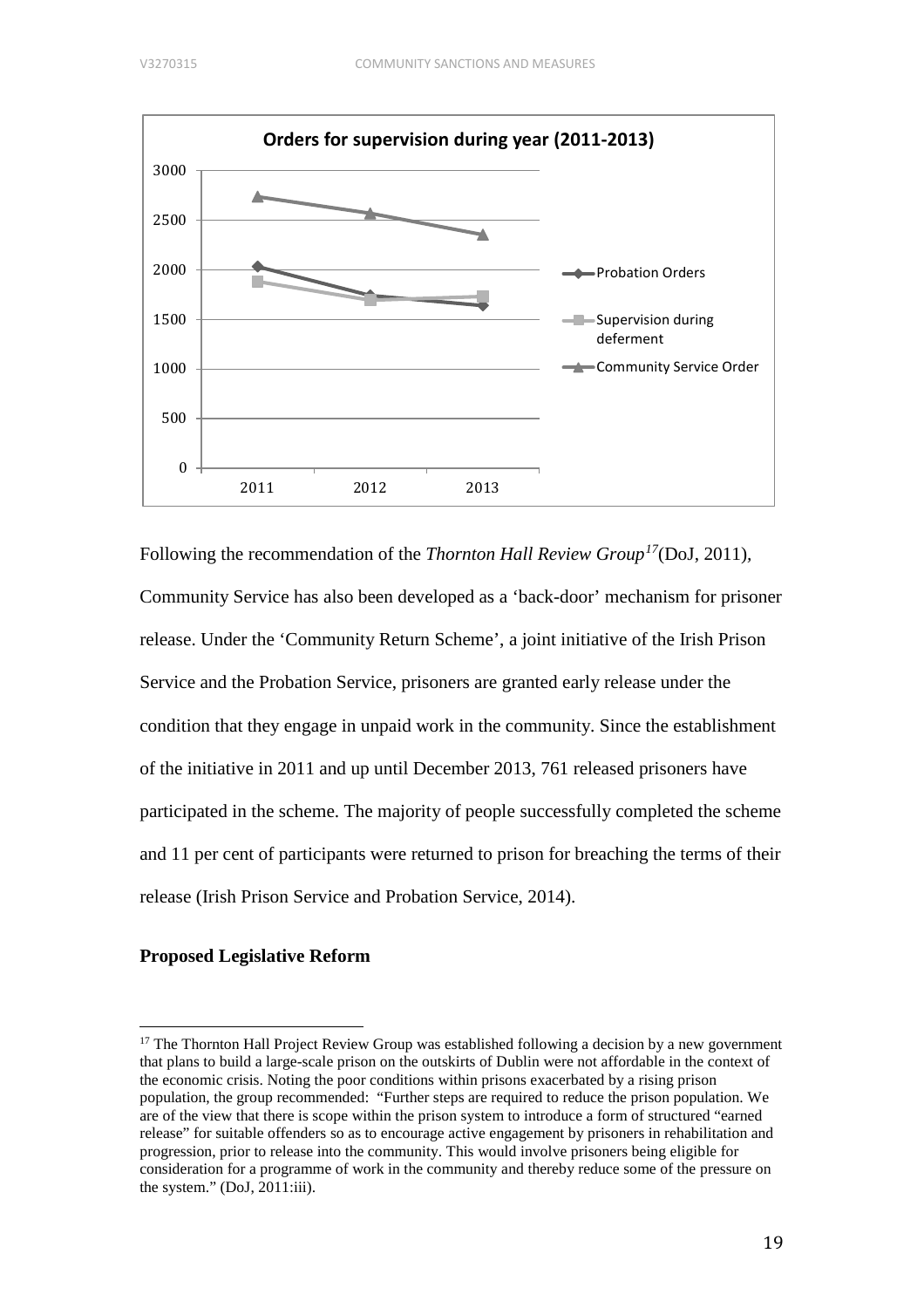**Orders for supervision during year (2011-2013)**

Following the recommendation of the *Thornton Hall Review Group*[17](DoJ, 2011), Community Service has also been developed as a 'back-door' mechanism for prisoner release. Under the 'Community Return Scheme', a joint initiative of the Irish Prison Service and the Probation Service, prisoners are granted early release under the condition that they engage in unpaid work in the community. Since the establishment of the initiative in 2011 and up until December 2013, 761 released prisoners have participated in the scheme. The majority of people successfully completed the scheme and 11 per cent of participants were returned to prison for breaching the terms of their release (Irish Prison Service and Probation Service, 2014).

**Proposed Legislative Reform**

[17] The Thornton Hall Project Review Group was established following a decision by a new government that plans to build a large-scale prison on the outskirts of Dublin were not affordable in the context of the economic crisis. Noting the poor conditions within prisons exacerbated by a rising prison population, the group recommended: "Further steps are required to reduce the prison population. We are of the view that there is scope within the prison system to introduce a form of structured "earned release" for suitable offenders so as to encourage active engagement by prisoners in rehabilitation and progression, prior to release into the community. This would involve prisoners being eligible for consideration for a programme of work in the community and thereby reduce some of the pressure on the system." (DoJ, 2011:iii).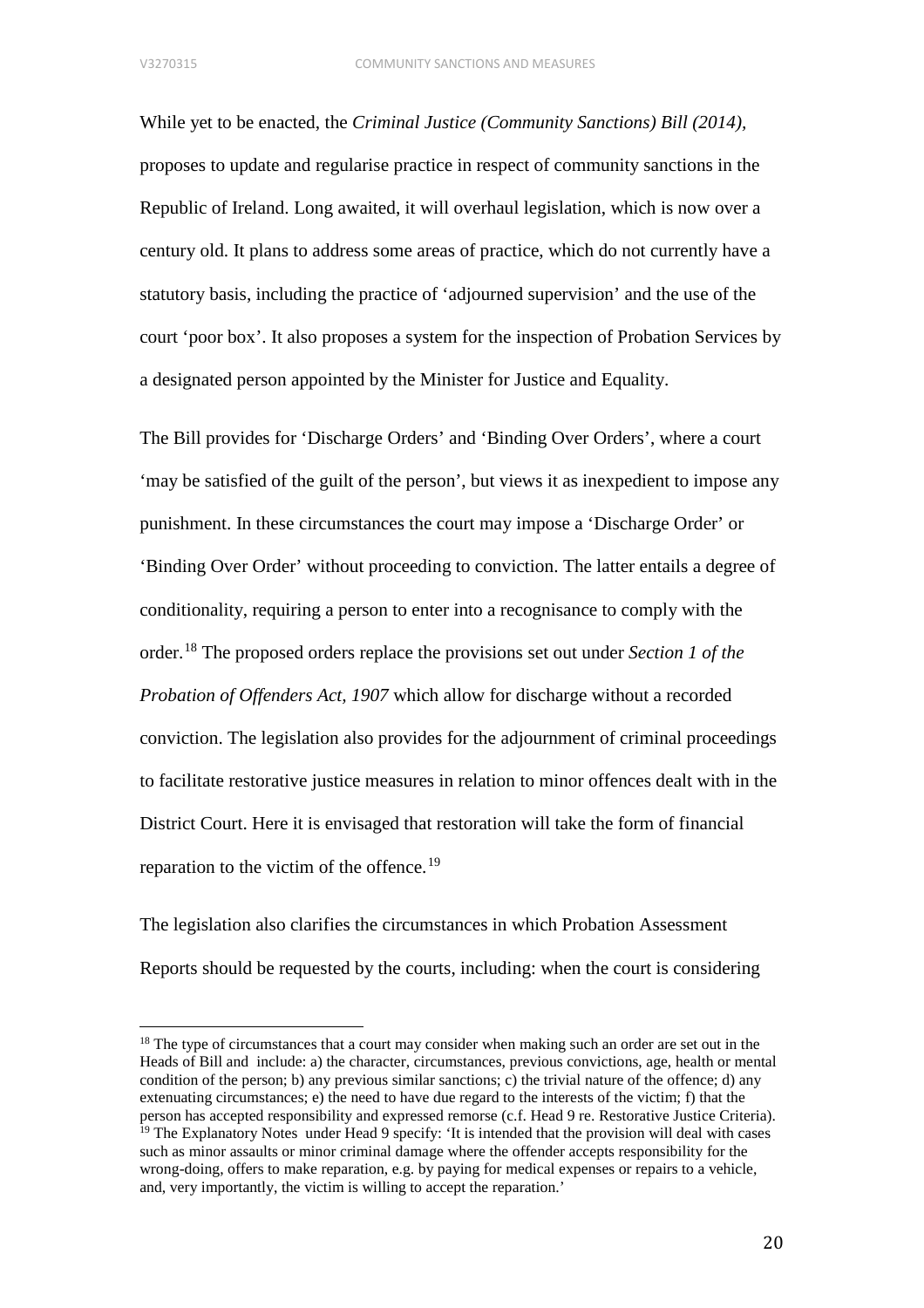While yet to be enacted, the *Criminal Justice (Community Sanctions) Bill (2014),* proposes to update and regularise practice in respect of community sanctions in the Republic of Ireland. Long awaited, it will overhaul legislation, which is now over a century old. It plans to address some areas of practice, which do not currently have a statutory basis, including the practice of 'adjourned supervision' and the use of the court 'poor box'. It also proposes a system for the inspection of Probation Services by a designated person appointed by the Minister for Justice and Equality.

The Bill provides for 'Discharge Orders' and 'Binding Over Orders', where a court 'may be satisfied of the guilt of the person', but views it as inexpedient to impose any punishment. In these circumstances the court may impose a 'Discharge Order' or 'Binding Over Order' without proceeding to conviction. The latter entails a degree of conditionality, requiring a person to enter into a recognisance to comply with the order.[18] The proposed orders replace the provisions set out under *Section 1 of the Probation of Offenders Act, 1907* which allow for discharge without a recorded conviction. The legislation also provides for the adjournment of criminal proceedings to facilitate restorative justice measures in relation to minor offences dealt with in the District Court. Here it is envisaged that restoration will take the form of financial reparation to the victim of the offence.[19]

The legislation also clarifies the circumstances in which Probation Assessment Reports should be requested by the courts, including: when the court is considering

---

[18] The type of circumstances that a court may consider when making such an order are set out in the Heads of Bill and include: a) the character, circumstances, previous convictions, age, health or mental condition of the person; b) any previous similar sanctions; c) the trivial nature of the offence; d) any extenuating circumstances; e) the need to have due regard to the interests of the victim; f) that the person has accepted responsibility and expressed remorse (c.f. Head 9 re. Restorative Justice Criteria).

[19] The Explanatory Notes under Head 9 specify: 'It is intended that the provision will deal with cases such as minor assaults or minor criminal damage where the offender accepts responsibility for the wrong-doing, offers to make reparation, e.g. by paying for medical expenses or repairs to a vehicle, and, very importantly, the victim is willing to accept the reparation.'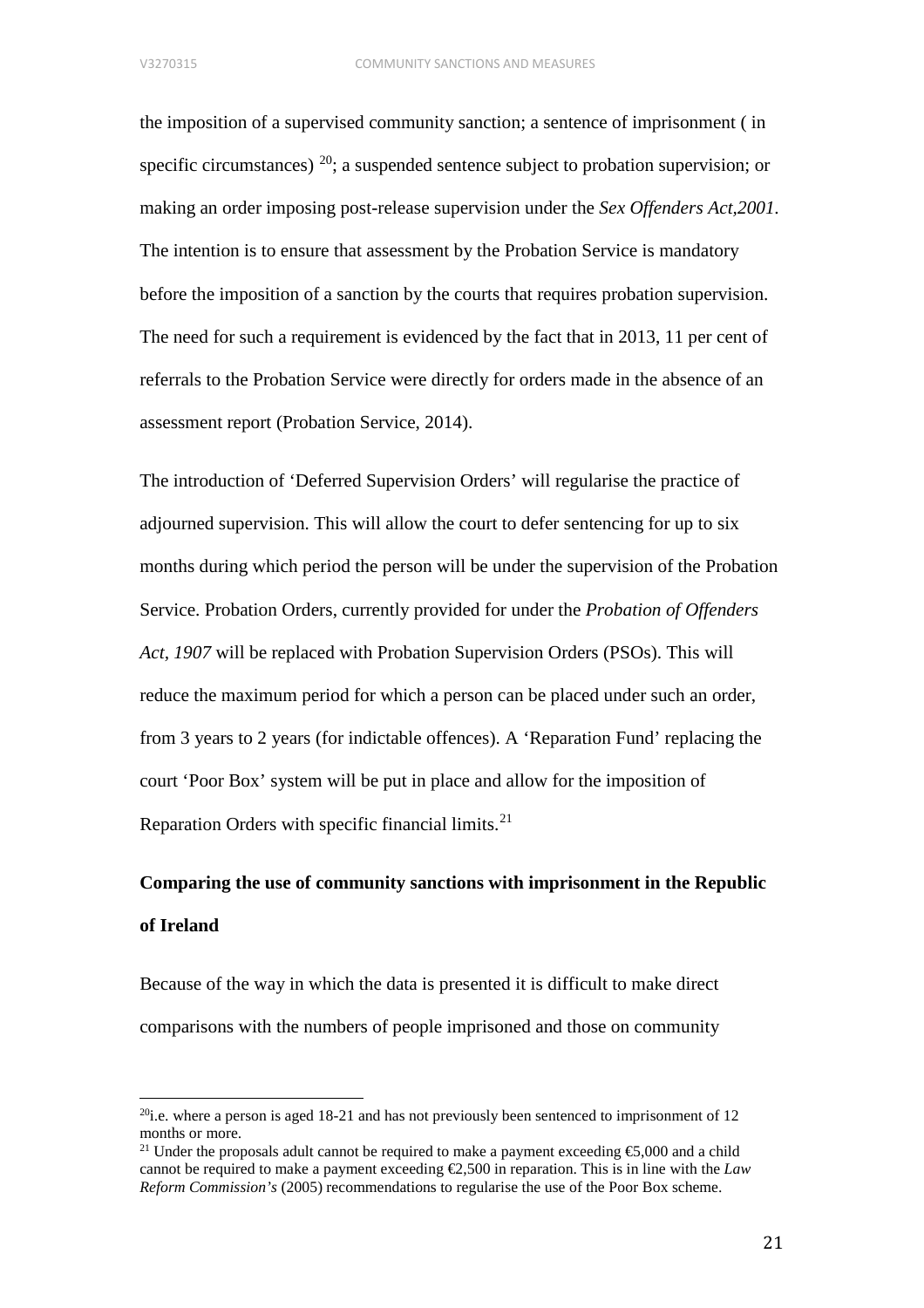the imposition of a supervised community sanction; a sentence of imprisonment ( in specific circumstances) [20]; a suspended sentence subject to probation supervision; or making an order imposing post-release supervision under the *Sex Offenders Act,2001*. The intention is to ensure that assessment by the Probation Service is mandatory before the imposition of a sanction by the courts that requires probation supervision. The need for such a requirement is evidenced by the fact that in 2013, 11 per cent of referrals to the Probation Service were directly for orders made in the absence of an assessment report (Probation Service, 2014).

The introduction of 'Deferred Supervision Orders' will regularise the practice of adjourned supervision. This will allow the court to defer sentencing for up to six months during which period the person will be under the supervision of the Probation Service. Probation Orders, currently provided for under the *Probation of Offenders Act, 1907* will be replaced with Probation Supervision Orders (PSOs). This will reduce the maximum period for which a person can be placed under such an order, from 3 years to 2 years (for indictable offences). A 'Reparation Fund' replacing the court 'Poor Box' system will be put in place and allow for the imposition of Reparation Orders with specific financial limits.[21]

**Comparing the use of community sanctions with imprisonment in the Republic of Ireland**

Because of the way in which the data is presented it is difficult to make direct comparisons with the numbers of people imprisoned and those on community

---

[20] i.e. where a person is aged 18-21 and has not previously been sentenced to imprisonment of 12 months or more.

[21] Under the proposals adult cannot be required to make a payment exceeding €5,000 and a child cannot be required to make a payment exceeding €2,500 in reparation. This is in line with the *Law Reform Commission's* (2005) recommendations to regularise the use of the Poor Box scheme.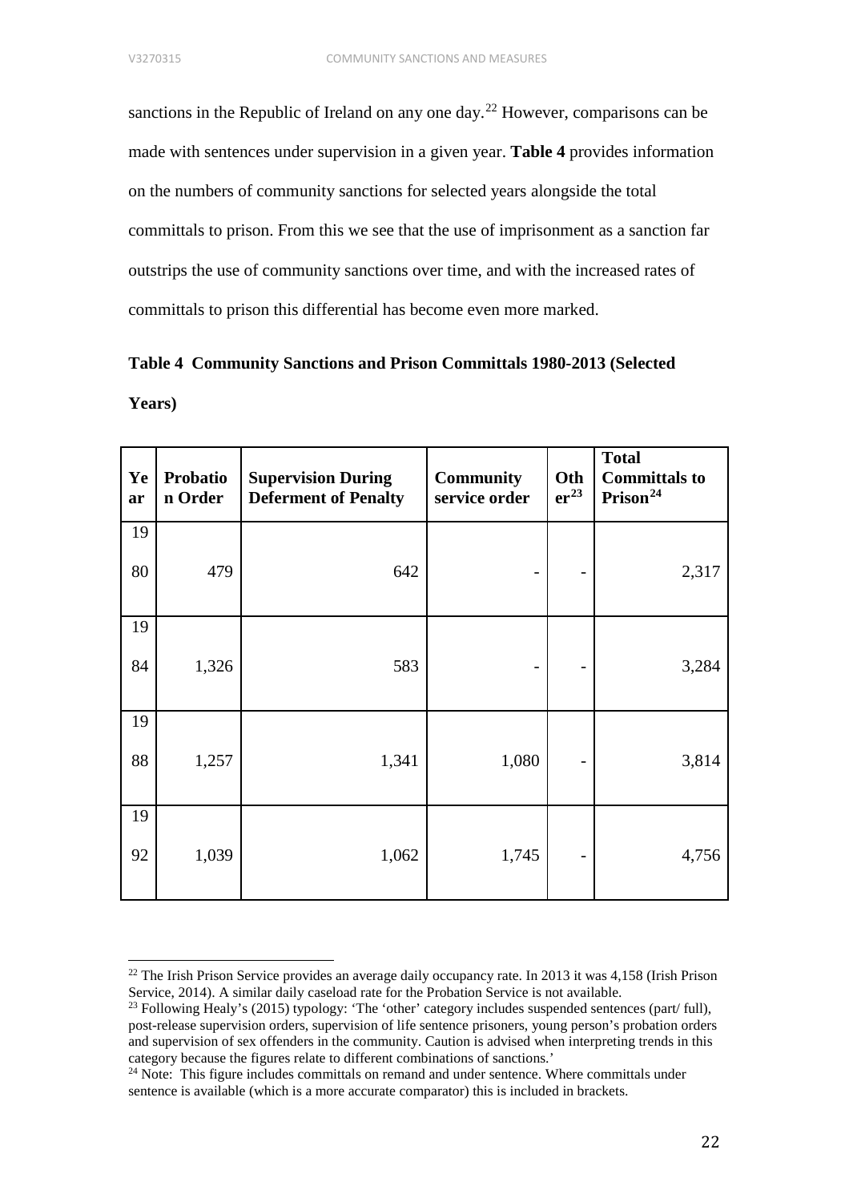sanctions in the Republic of Ireland on any one day.[22] However, comparisons can be made with sentences under supervision in a given year. **Table 4** provides information on the numbers of community sanctions for selected years alongside the total committals to prison. From this we see that the use of imprisonment as a sanction far outstrips the use of community sanctions over time, and with the increased rates of committals to prison this differential has become even more marked.

**Table 4 Community Sanctions and Prison Committals 1980-2013 (Selected Years)**

| Year | Probation Order | Supervision During Deferment of Penalty | Community service order | Other[23] | Total Committals to Prison[24] |
|---|---|---|---|---|---|
| 1980 | 479 | 642 | - | - | 2,317 |
| 1984 | 1,326 | 583 | - | - | 3,284 |
| 1988 | 1,257 | 1,341 | 1,080 | - | 3,814 |
| 1992 | 1,039 | 1,062 | 1,745 | - | 4,756 |

[22] The Irish Prison Service provides an average daily occupancy rate. In 2013 it was 4,158 (Irish Prison Service, 2014). A similar daily caseload rate for the Probation Service is not available.

[23] Following Healy's (2015) typology: 'The 'other' category includes suspended sentences (part/ full), post-release supervision orders, supervision of life sentence prisoners, young person's probation orders and supervision of sex offenders in the community. Caution is advised when interpreting trends in this category because the figures relate to different combinations of sanctions.'

[24] Note: This figure includes committals on remand and under sentence. Where committals under sentence is available (which is a more accurate comparator) this is included in brackets.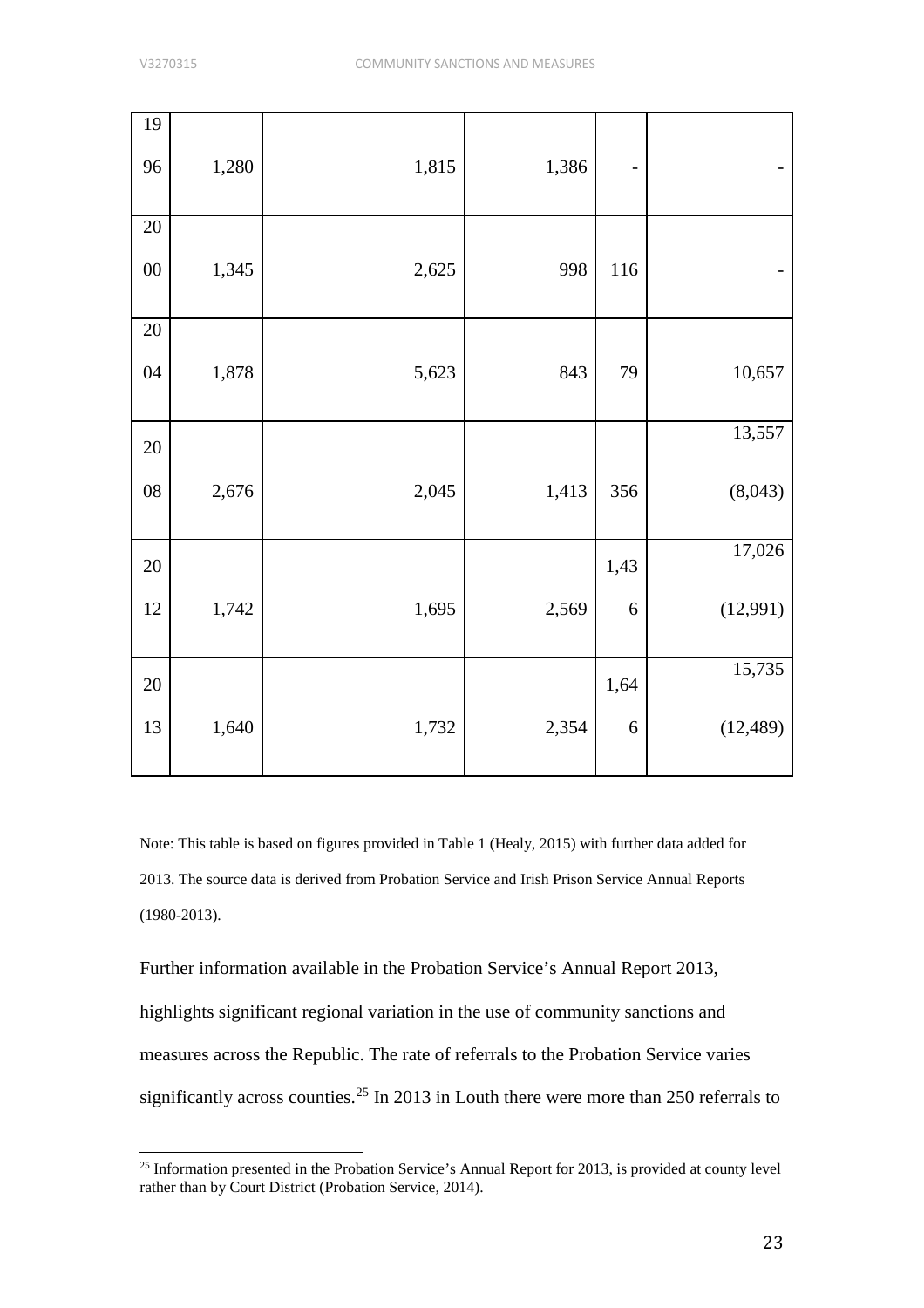| | | | | | |
|---|---|---|---|---|---|
| 1996 | 1,280 | 1,815 | 1,386 | - | - |
| 2000 | 1,345 | 2,625 | 998 | 116 | - |
| 2004 | 1,878 | 5,623 | 843 | 79 | 10,657 |
| 2008 | 2,676 | 2,045 | 1,413 | 356 | 13,557 (8,043) |
| 2012 | 1,742 | 1,695 | 2,569 | 1,436 | 17,026 (12,991) |
| 2013 | 1,640 | 1,732 | 2,354 | 1,646 | 15,735 (12,489) |

Note: This table is based on figures provided in Table 1 (Healy, 2015) with further data added for 2013. The source data is derived from Probation Service and Irish Prison Service Annual Reports (1980-2013).

Further information available in the Probation Service's Annual Report 2013, highlights significant regional variation in the use of community sanctions and measures across the Republic. The rate of referrals to the Probation Service varies significantly across counties.[25] In 2013 in Louth there were more than 250 referrals to

[25] Information presented in the Probation Service's Annual Report for 2013, is provided at county level rather than by Court District (Probation Service, 2014).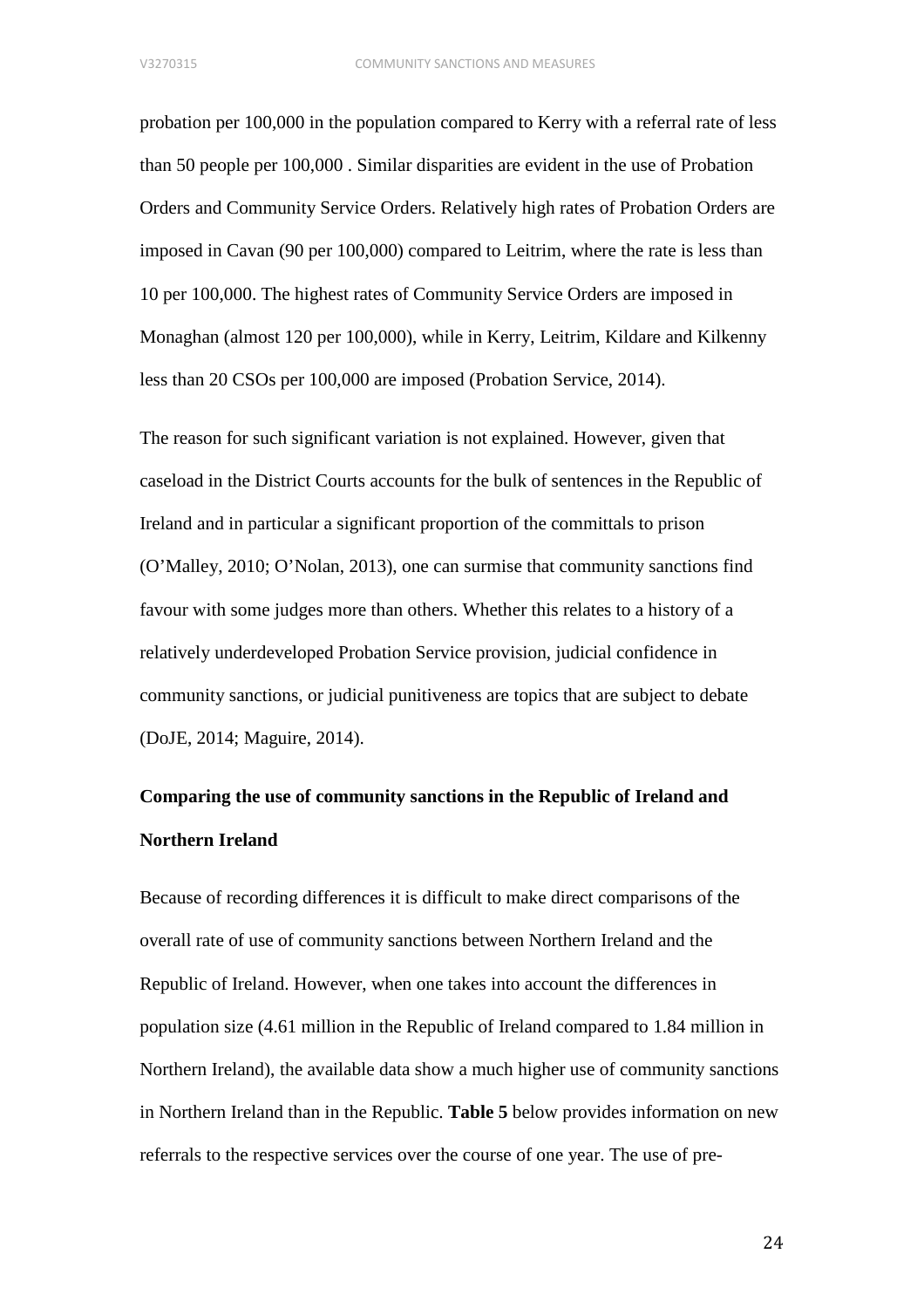probation per 100,000 in the population compared to Kerry with a referral rate of less than 50 people per 100,000 . Similar disparities are evident in the use of Probation Orders and Community Service Orders. Relatively high rates of Probation Orders are imposed in Cavan (90 per 100,000) compared to Leitrim, where the rate is less than 10 per 100,000. The highest rates of Community Service Orders are imposed in Monaghan (almost 120 per 100,000), while in Kerry, Leitrim, Kildare and Kilkenny less than 20 CSOs per 100,000 are imposed (Probation Service, 2014).

The reason for such significant variation is not explained. However, given that caseload in the District Courts accounts for the bulk of sentences in the Republic of Ireland and in particular a significant proportion of the committals to prison (O'Malley, 2010; O'Nolan, 2013), one can surmise that community sanctions find favour with some judges more than others. Whether this relates to a history of a relatively underdeveloped Probation Service provision, judicial confidence in community sanctions, or judicial punitiveness are topics that are subject to debate (DoJE, 2014; Maguire, 2014).

**Comparing the use of community sanctions in the Republic of Ireland and Northern Ireland**

Because of recording differences it is difficult to make direct comparisons of the overall rate of use of community sanctions between Northern Ireland and the Republic of Ireland. However, when one takes into account the differences in population size (4.61 million in the Republic of Ireland compared to 1.84 million in Northern Ireland), the available data show a much higher use of community sanctions in Northern Ireland than in the Republic. **Table 5** below provides information on new referrals to the respective services over the course of one year. The use of pre-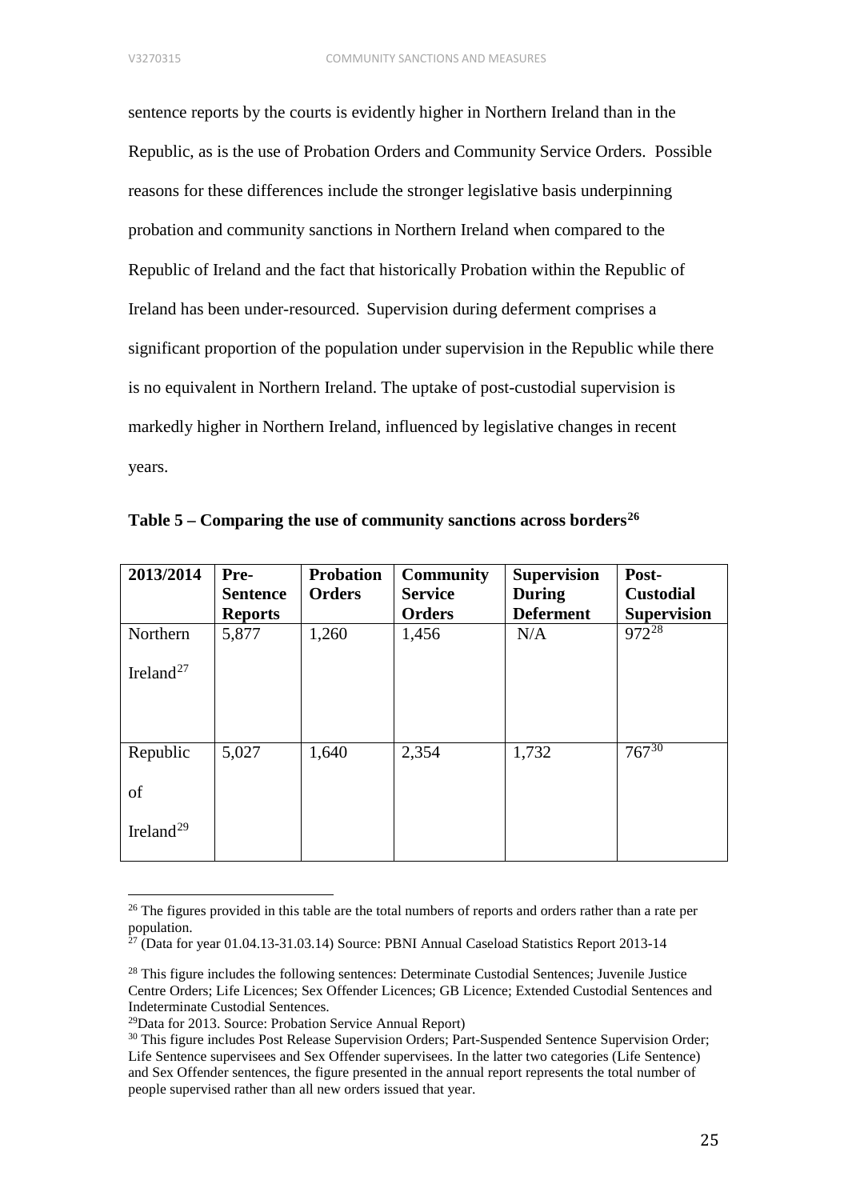sentence reports by the courts is evidently higher in Northern Ireland than in the Republic, as is the use of Probation Orders and Community Service Orders. Possible reasons for these differences include the stronger legislative basis underpinning probation and community sanctions in Northern Ireland when compared to the Republic of Ireland and the fact that historically Probation within the Republic of Ireland has been under-resourced. Supervision during deferment comprises a significant proportion of the population under supervision in the Republic while there is no equivalent in Northern Ireland. The uptake of post-custodial supervision is markedly higher in Northern Ireland, influenced by legislative changes in recent years.

**Table 5 – Comparing the use of community sanctions across borders[26]**

| 2013/2014 | Pre-Sentence Reports | Probation Orders | Community Service Orders | Supervision During Deferment | Post-Custodial Supervision |
|---|---|---|---|---|---|
| Northern Ireland[27] | 5,877 | 1,260 | 1,456 | N/A | 972[28] |
| Republic of Ireland[29] | 5,027 | 1,640 | 2,354 | 1,732 | 767[30] |

[26] The figures provided in this table are the total numbers of reports and orders rather than a rate per population.

[27] (Data for year 01.04.13-31.03.14) Source: PBNI Annual Caseload Statistics Report 2013-14

[28] This figure includes the following sentences: Determinate Custodial Sentences; Juvenile Justice Centre Orders; Life Licences; Sex Offender Licences; GB Licence; Extended Custodial Sentences and Indeterminate Custodial Sentences.

[29] Data for 2013. Source: Probation Service Annual Report)

[30] This figure includes Post Release Supervision Orders; Part-Suspended Sentence Supervision Order; Life Sentence supervisees and Sex Offender supervisees. In the latter two categories (Life Sentence) and Sex Offender sentences, the figure presented in the annual report represents the total number of people supervised rather than all new orders issued that year.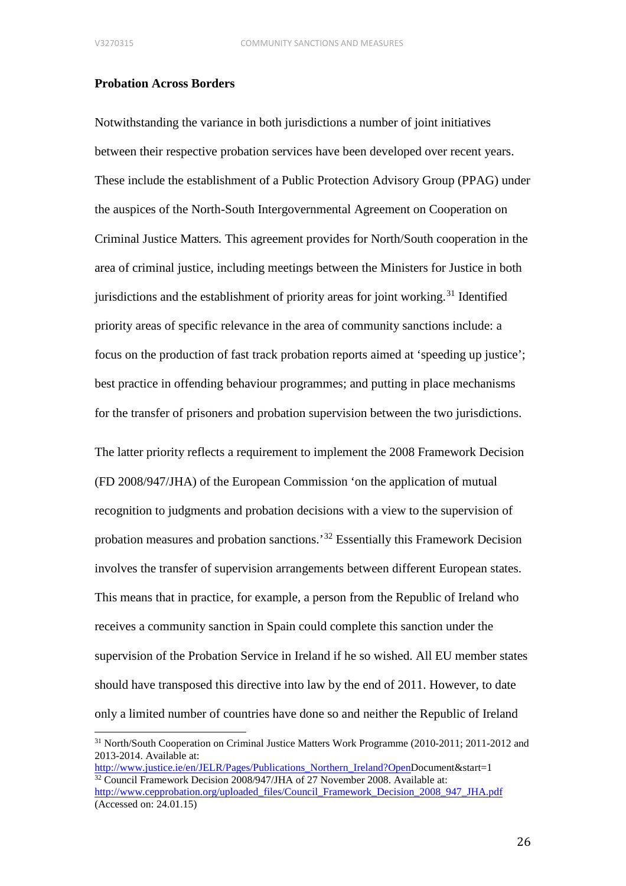**Probation Across Borders**

Notwithstanding the variance in both jurisdictions a number of joint initiatives between their respective probation services have been developed over recent years. These include the establishment of a Public Protection Advisory Group (PPAG) under the auspices of the North-South Intergovernmental Agreement on Cooperation on Criminal Justice Matters*.* This agreement provides for North/South cooperation in the area of criminal justice, including meetings between the Ministers for Justice in both jurisdictions and the establishment of priority areas for joint working.[31] Identified priority areas of specific relevance in the area of community sanctions include: a focus on the production of fast track probation reports aimed at 'speeding up justice'; best practice in offending behaviour programmes; and putting in place mechanisms for the transfer of prisoners and probation supervision between the two jurisdictions.

The latter priority reflects a requirement to implement the 2008 Framework Decision (FD 2008/947/JHA) of the European Commission 'on the application of mutual recognition to judgments and probation decisions with a view to the supervision of probation measures and probation sanctions.'[32] Essentially this Framework Decision involves the transfer of supervision arrangements between different European states. This means that in practice, for example, a person from the Republic of Ireland who receives a community sanction in Spain could complete this sanction under the supervision of the Probation Service in Ireland if he so wished. All EU member states should have transposed this directive into law by the end of 2011. However, to date only a limited number of countries have done so and neither the Republic of Ireland

---

[31] North/South Cooperation on Criminal Justice Matters Work Programme (2010-2011; 2011-2012 and 2013-2014. Available at: http://www.justice.ie/en/JELR/Pages/Publications_Northern_Ireland?OpenDocument&start=1

[32] Council Framework Decision 2008/947/JHA of 27 November 2008. Available at: http://www.cepprobation.org/uploaded_files/Council_Framework_Decision_2008_947_JHA.pdf (Accessed on: 24.01.15)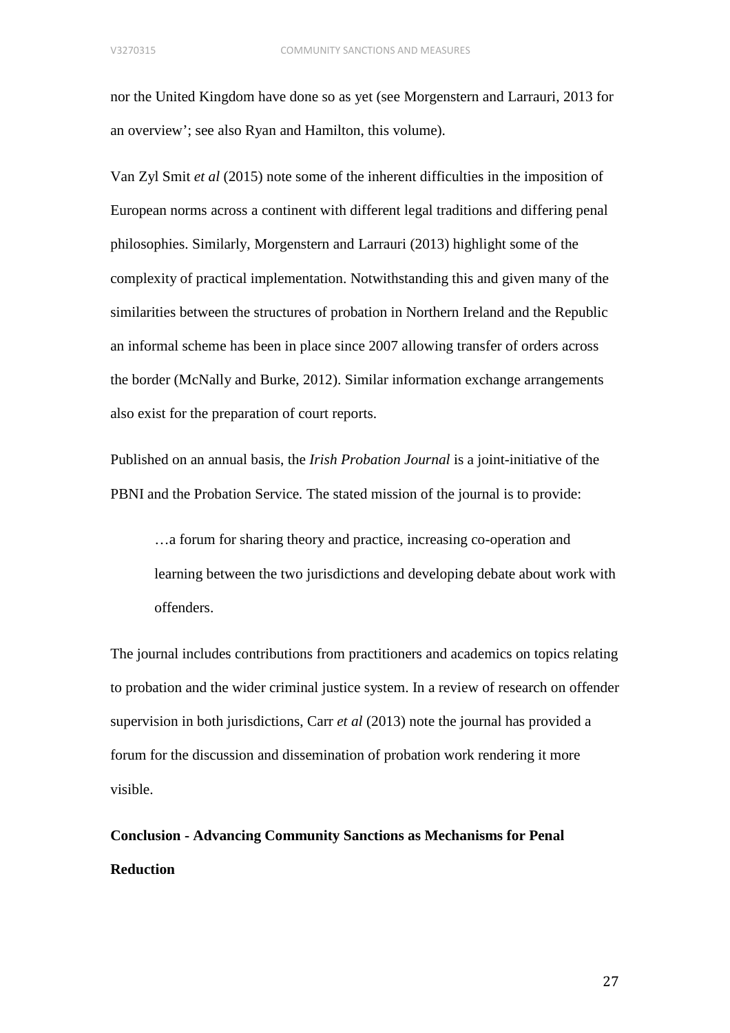nor the United Kingdom have done so as yet (see Morgenstern and Larrauri, 2013 for an overview'; see also Ryan and Hamilton, this volume).

Van Zyl Smit *et al* (2015) note some of the inherent difficulties in the imposition of European norms across a continent with different legal traditions and differing penal philosophies. Similarly, Morgenstern and Larrauri (2013) highlight some of the complexity of practical implementation. Notwithstanding this and given many of the similarities between the structures of probation in Northern Ireland and the Republic an informal scheme has been in place since 2007 allowing transfer of orders across the border (McNally and Burke, 2012). Similar information exchange arrangements also exist for the preparation of court reports.

Published on an annual basis, the *Irish Probation Journal* is a joint-initiative of the PBNI and the Probation Service. The stated mission of the journal is to provide:

> …a forum for sharing theory and practice, increasing co-operation and learning between the two jurisdictions and developing debate about work with offenders.

The journal includes contributions from practitioners and academics on topics relating to probation and the wider criminal justice system. In a review of research on offender supervision in both jurisdictions, Carr *et al* (2013) note the journal has provided a forum for the discussion and dissemination of probation work rendering it more visible.

**Conclusion - Advancing Community Sanctions as Mechanisms for Penal Reduction**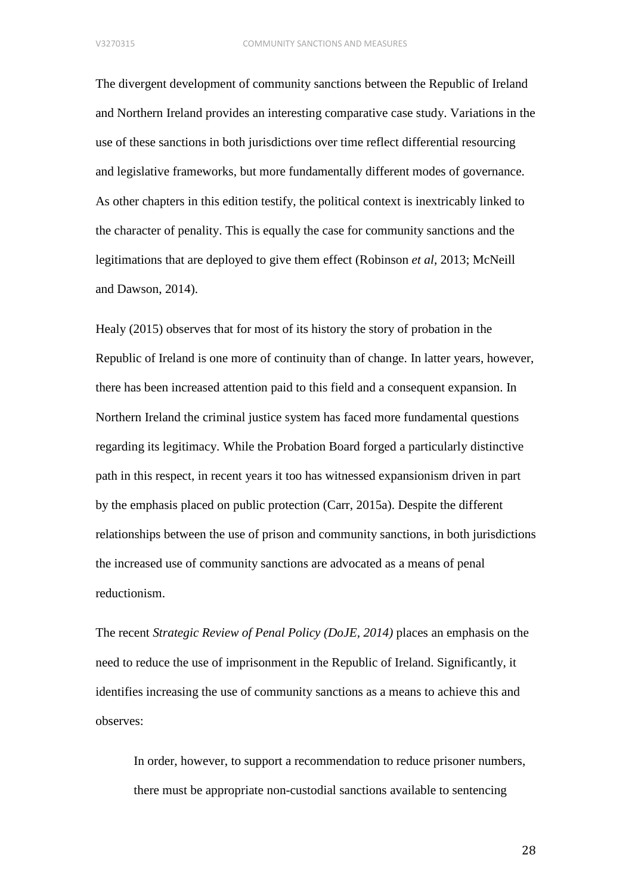The divergent development of community sanctions between the Republic of Ireland and Northern Ireland provides an interesting comparative case study. Variations in the use of these sanctions in both jurisdictions over time reflect differential resourcing and legislative frameworks, but more fundamentally different modes of governance. As other chapters in this edition testify, the political context is inextricably linked to the character of penality. This is equally the case for community sanctions and the legitimations that are deployed to give them effect (Robinson *et al*, 2013; McNeill and Dawson, 2014).

Healy (2015) observes that for most of its history the story of probation in the Republic of Ireland is one more of continuity than of change. In latter years, however, there has been increased attention paid to this field and a consequent expansion. In Northern Ireland the criminal justice system has faced more fundamental questions regarding its legitimacy. While the Probation Board forged a particularly distinctive path in this respect, in recent years it too has witnessed expansionism driven in part by the emphasis placed on public protection (Carr, 2015a). Despite the different relationships between the use of prison and community sanctions, in both jurisdictions the increased use of community sanctions are advocated as a means of penal reductionism.

The recent *Strategic Review of Penal Policy (DoJE, 2014)* places an emphasis on the need to reduce the use of imprisonment in the Republic of Ireland. Significantly, it identifies increasing the use of community sanctions as a means to achieve this and observes:

> In order, however, to support a recommendation to reduce prisoner numbers, there must be appropriate non-custodial sanctions available to sentencing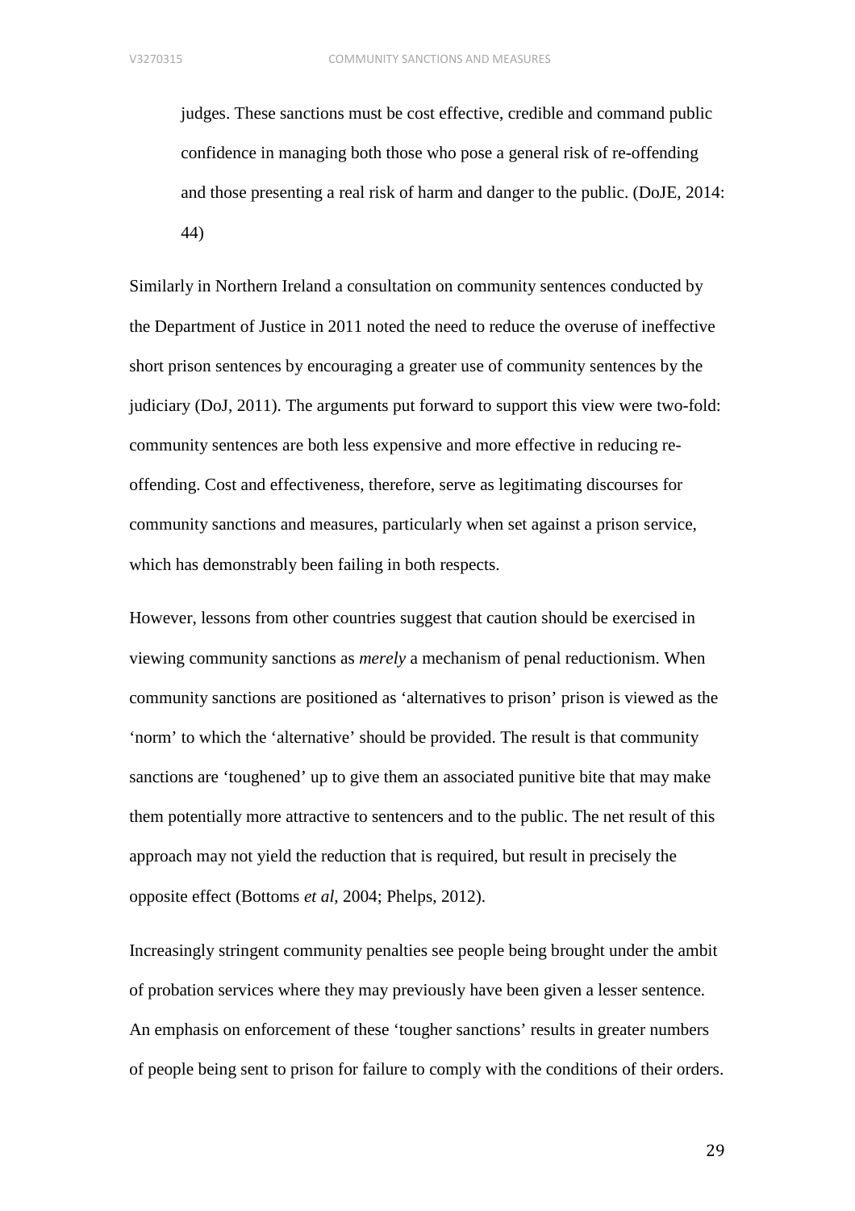> judges. These sanctions must be cost effective, credible and command public confidence in managing both those who pose a general risk of re-offending and those presenting a real risk of harm and danger to the public. (DoJE, 2014: 44)

Similarly in Northern Ireland a consultation on community sentences conducted by the Department of Justice in 2011 noted the need to reduce the overuse of ineffective short prison sentences by encouraging a greater use of community sentences by the judiciary (DoJ, 2011). The arguments put forward to support this view were two-fold: community sentences are both less expensive and more effective in reducing re-offending. Cost and effectiveness, therefore, serve as legitimating discourses for community sanctions and measures, particularly when set against a prison service, which has demonstrably been failing in both respects.

However, lessons from other countries suggest that caution should be exercised in viewing community sanctions as *merely* a mechanism of penal reductionism. When community sanctions are positioned as 'alternatives to prison' prison is viewed as the 'norm' to which the 'alternative' should be provided. The result is that community sanctions are 'toughened' up to give them an associated punitive bite that may make them potentially more attractive to sentencers and to the public. The net result of this approach may not yield the reduction that is required, but result in precisely the opposite effect (Bottoms *et al*, 2004; Phelps, 2012).

Increasingly stringent community penalties see people being brought under the ambit of probation services where they may previously have been given a lesser sentence. An emphasis on enforcement of these 'tougher sanctions' results in greater numbers of people being sent to prison for failure to comply with the conditions of their orders.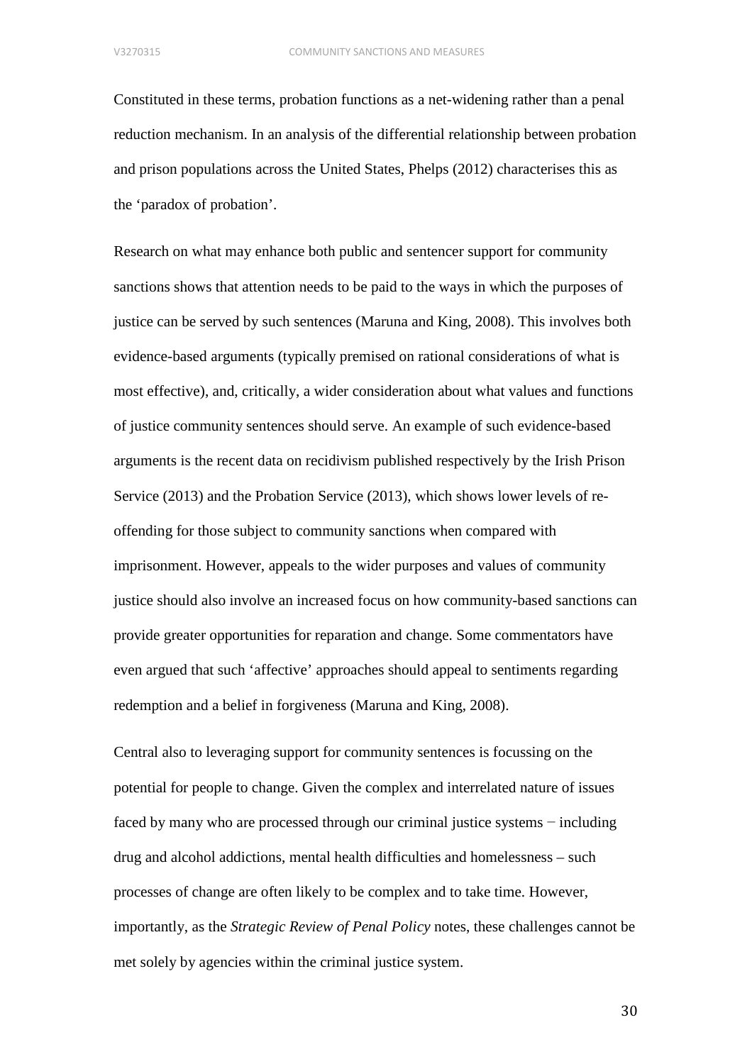Constituted in these terms, probation functions as a net-widening rather than a penal reduction mechanism. In an analysis of the differential relationship between probation and prison populations across the United States, Phelps (2012) characterises this as the 'paradox of probation'.

Research on what may enhance both public and sentencer support for community sanctions shows that attention needs to be paid to the ways in which the purposes of justice can be served by such sentences (Maruna and King, 2008). This involves both evidence-based arguments (typically premised on rational considerations of what is most effective), and, critically, a wider consideration about what values and functions of justice community sentences should serve. An example of such evidence-based arguments is the recent data on recidivism published respectively by the Irish Prison Service (2013) and the Probation Service (2013), which shows lower levels of re-offending for those subject to community sanctions when compared with imprisonment. However, appeals to the wider purposes and values of community justice should also involve an increased focus on how community-based sanctions can provide greater opportunities for reparation and change. Some commentators have even argued that such 'affective' approaches should appeal to sentiments regarding redemption and a belief in forgiveness (Maruna and King, 2008).

Central also to leveraging support for community sentences is focussing on the potential for people to change. Given the complex and interrelated nature of issues faced by many who are processed through our criminal justice systems − including drug and alcohol addictions, mental health difficulties and homelessness – such processes of change are often likely to be complex and to take time. However, importantly, as the *Strategic Review of Penal Policy* notes, these challenges cannot be met solely by agencies within the criminal justice system.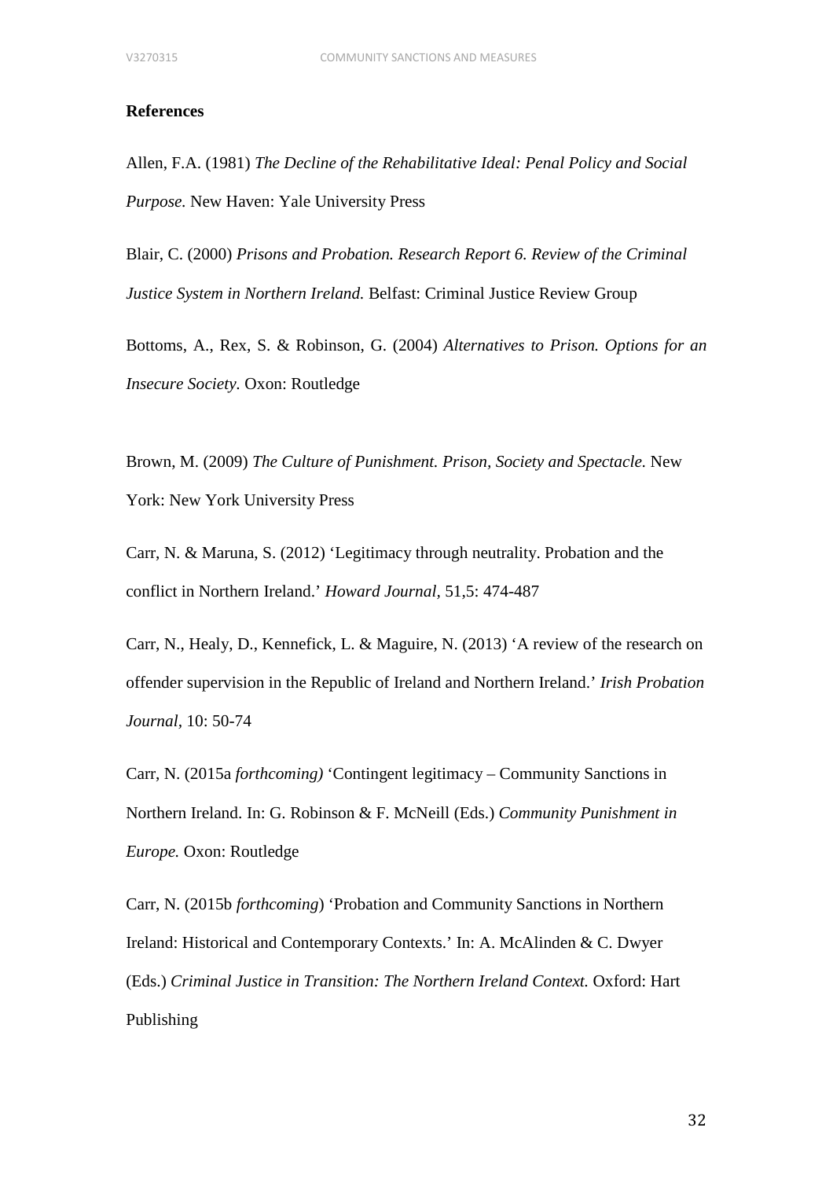**References**

Allen, F.A. (1981) *The Decline of the Rehabilitative Ideal: Penal Policy and Social Purpose.* New Haven: Yale University Press

Blair, C. (2000) *Prisons and Probation. Research Report 6. Review of the Criminal Justice System in Northern Ireland.* Belfast: Criminal Justice Review Group

Bottoms, A., Rex, S. & Robinson, G. (2004) *Alternatives to Prison. Options for an Insecure Society.* Oxon: Routledge

Brown, M. (2009) *The Culture of Punishment. Prison, Society and Spectacle.* New York: New York University Press

Carr, N. & Maruna, S. (2012) 'Legitimacy through neutrality. Probation and the conflict in Northern Ireland.' *Howard Journal,* 51,5: 474-487

Carr, N., Healy, D., Kennefick, L. & Maguire, N. (2013) 'A review of the research on offender supervision in the Republic of Ireland and Northern Ireland.' *Irish Probation Journal,* 10: 50-74

Carr, N. (2015a *forthcoming)* 'Contingent legitimacy – Community Sanctions in Northern Ireland. In: G. Robinson & F. McNeill (Eds.) *Community Punishment in Europe.* Oxon: Routledge

Carr, N. (2015b *forthcoming*) 'Probation and Community Sanctions in Northern Ireland: Historical and Contemporary Contexts.' In: A. McAlinden & C. Dwyer (Eds.) *Criminal Justice in Transition: The Northern Ireland Context.* Oxford: Hart Publishing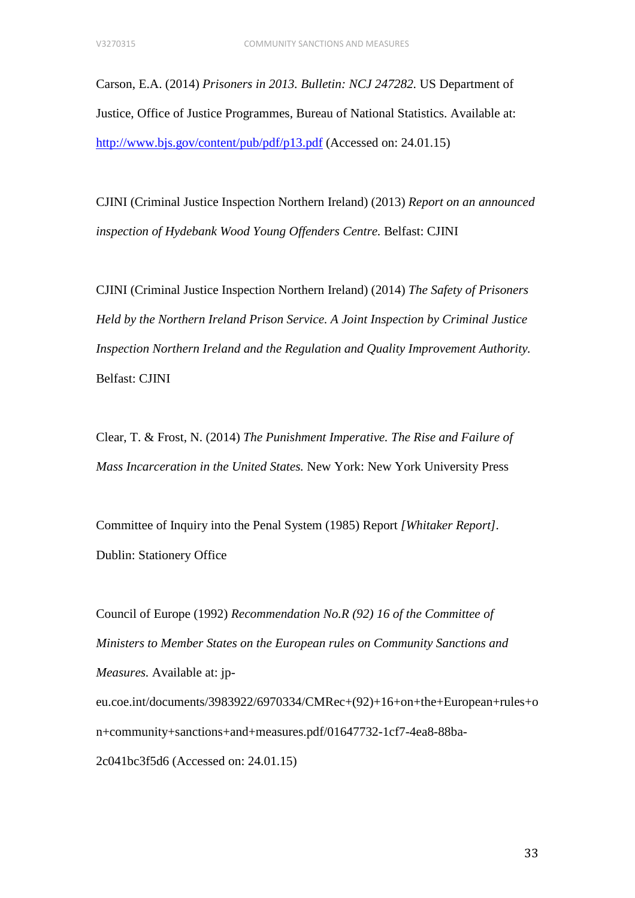Carson, E.A. (2014) *Prisoners in 2013. Bulletin: NCJ 247282.* US Department of Justice, Office of Justice Programmes, Bureau of National Statistics. Available at: http://www.bjs.gov/content/pub/pdf/p13.pdf (Accessed on: 24.01.15)

CJINI (Criminal Justice Inspection Northern Ireland) (2013) *Report on an announced inspection of Hydebank Wood Young Offenders Centre.* Belfast: CJINI

CJINI (Criminal Justice Inspection Northern Ireland) (2014) *The Safety of Prisoners Held by the Northern Ireland Prison Service. A Joint Inspection by Criminal Justice Inspection Northern Ireland and the Regulation and Quality Improvement Authority.* Belfast: CJINI

Clear, T. & Frost, N. (2014) *The Punishment Imperative. The Rise and Failure of Mass Incarceration in the United States.* New York: New York University Press

Committee of Inquiry into the Penal System (1985) Report *[Whitaker Report]*. Dublin: Stationery Office

Council of Europe (1992) *Recommendation No.R (92) 16 of the Committee of Ministers to Member States on the European rules on Community Sanctions and Measures.* Available at: jp-eu.coe.int/documents/3983922/6970334/CMRec+(92)+16+on+the+European+rules+on+community+sanctions+and+measures.pdf/01647732-1cf7-4ea8-88ba-2c041bc3f5d6 (Accessed on: 24.01.15)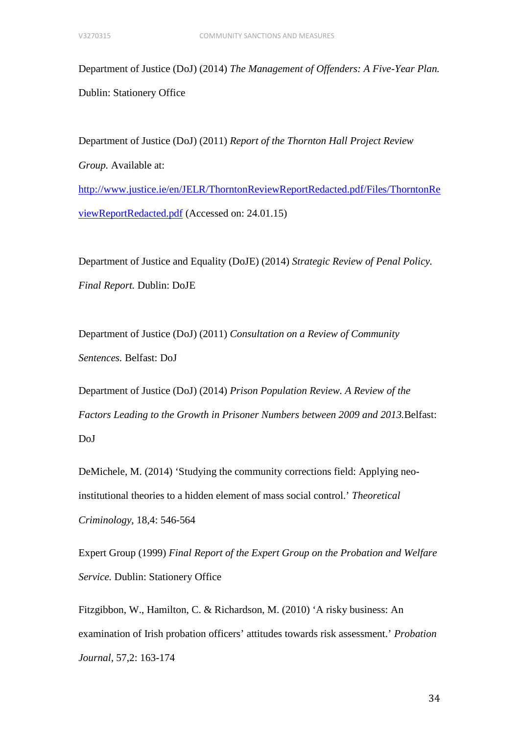Department of Justice (DoJ) (2014) *The Management of Offenders: A Five-Year Plan.* Dublin: Stationery Office

Department of Justice (DoJ) (2011) *Report of the Thornton Hall Project Review Group.* Available at: [http://www.justice.ie/en/JELR/ThorntonReviewReportRedacted.pdf/Files/ThorntonReviewReportRedacted.pdf](http://www.justice.ie/en/JELR/ThorntonReviewReportRedacted.pdf/Files/ThorntonReviewReportRedacted.pdf) (Accessed on: 24.01.15)

Department of Justice and Equality (DoJE) (2014) *Strategic Review of Penal Policy. Final Report.* Dublin: DoJE

Department of Justice (DoJ) (2011) *Consultation on a Review of Community Sentences.* Belfast: DoJ

Department of Justice (DoJ) (2014) *Prison Population Review. A Review of the Factors Leading to the Growth in Prisoner Numbers between 2009 and 2013.* Belfast: DoJ

DeMichele, M. (2014) 'Studying the community corrections field: Applying neo-institutional theories to a hidden element of mass social control.' *Theoretical Criminology,* 18,4: 546-564

Expert Group (1999) *Final Report of the Expert Group on the Probation and Welfare Service.* Dublin: Stationery Office

Fitzgibbon, W., Hamilton, C. & Richardson, M. (2010) 'A risky business: An examination of Irish probation officers' attitudes towards risk assessment.' *Probation Journal*, 57,2: 163-174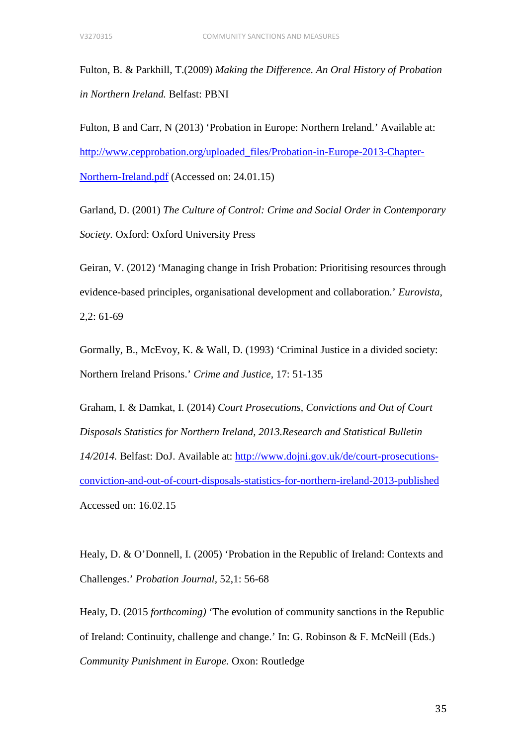Fulton, B. & Parkhill, T.(2009) *Making the Difference. An Oral History of Probation in Northern Ireland.* Belfast: PBNI

Fulton, B and Carr, N (2013) 'Probation in Europe: Northern Ireland.' Available at: [http://www.cepprobation.org/uploaded_files/Probation-in-Europe-2013-Chapter-Northern-Ireland.pdf](http://www.cepprobation.org/uploaded_files/Probation-in-Europe-2013-Chapter-Northern-Ireland.pdf) (Accessed on: 24.01.15)

Garland, D. (2001) *The Culture of Control: Crime and Social Order in Contemporary Society.* Oxford: Oxford University Press

Geiran, V. (2012) 'Managing change in Irish Probation: Prioritising resources through evidence-based principles, organisational development and collaboration.' *Eurovista,* 2,2: 61-69

Gormally, B., McEvoy, K. & Wall, D. (1993) 'Criminal Justice in a divided society: Northern Ireland Prisons.' *Crime and Justice,* 17: 51-135

Graham, I. & Damkat, I. (2014) *Court Prosecutions, Convictions and Out of Court Disposals Statistics for Northern Ireland, 2013.Research and Statistical Bulletin 14/2014.* Belfast: DoJ. Available at: [http://www.dojni.gov.uk/de/court-prosecutions-conviction-and-out-of-court-disposals-statistics-for-northern-ireland-2013-published](http://www.dojni.gov.uk/de/court-prosecutions-conviction-and-out-of-court-disposals-statistics-for-northern-ireland-2013-published) Accessed on: 16.02.15

Healy, D. & O'Donnell, I. (2005) 'Probation in the Republic of Ireland: Contexts and Challenges.' *Probation Journal,* 52,1: 56-68

Healy, D. (2015 *forthcoming)* 'The evolution of community sanctions in the Republic of Ireland: Continuity, challenge and change.' In: G. Robinson & F. McNeill (Eds.) *Community Punishment in Europe.* Oxon: Routledge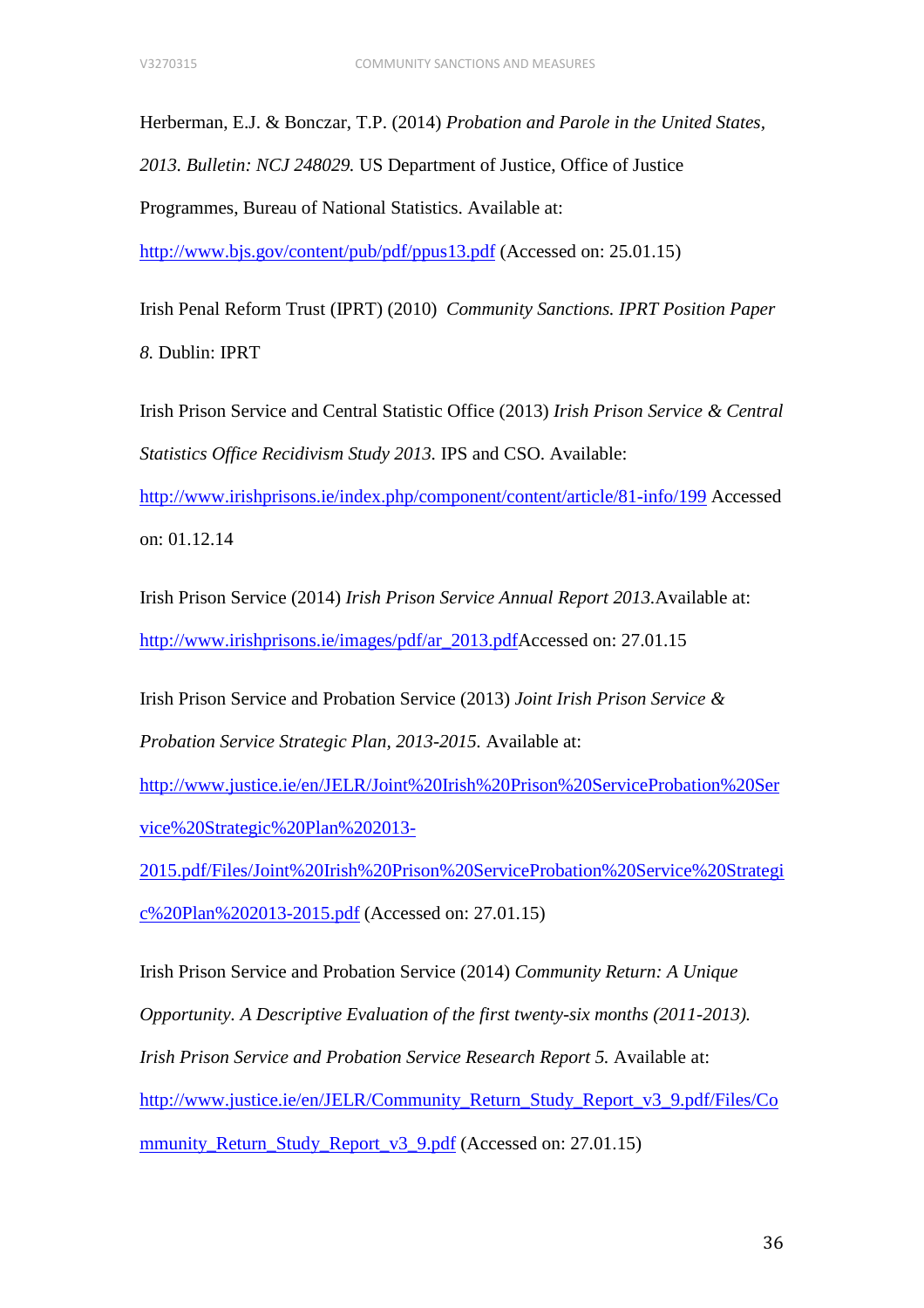Herberman, E.J. & Bonczar, T.P. (2014) *Probation and Parole in the United States, 2013. Bulletin: NCJ 248029.* US Department of Justice, Office of Justice Programmes, Bureau of National Statistics. Available at: http://www.bjs.gov/content/pub/pdf/ppus13.pdf (Accessed on: 25.01.15)

Irish Penal Reform Trust (IPRT) (2010) *Community Sanctions. IPRT Position Paper 8.* Dublin: IPRT

Irish Prison Service and Central Statistic Office (2013) *Irish Prison Service & Central Statistics Office Recidivism Study 2013.* IPS and CSO. Available: http://www.irishprisons.ie/index.php/component/content/article/81-info/199 Accessed on: 01.12.14

Irish Prison Service (2014) *Irish Prison Service Annual Report 2013.*Available at: http://www.irishprisons.ie/images/pdf/ar_2013.pdfAccessed on: 27.01.15

Irish Prison Service and Probation Service (2013) *Joint Irish Prison Service & Probation Service Strategic Plan, 2013-2015.* Available at: http://www.justice.ie/en/JELR/Joint%20Irish%20Prison%20ServiceProbation%20Service%20Strategic%20Plan%202013-2015.pdf/Files/Joint%20Irish%20Prison%20ServiceProbation%20Service%20Strategic%20Plan%202013-2015.pdf (Accessed on: 27.01.15)

Irish Prison Service and Probation Service (2014) *Community Return: A Unique Opportunity. A Descriptive Evaluation of the first twenty-six months (2011-2013). Irish Prison Service and Probation Service Research Report 5.* Available at: http://www.justice.ie/en/JELR/Community_Return_Study_Report_v3_9.pdf/Files/Community_Return_Study_Report_v3_9.pdf (Accessed on: 27.01.15)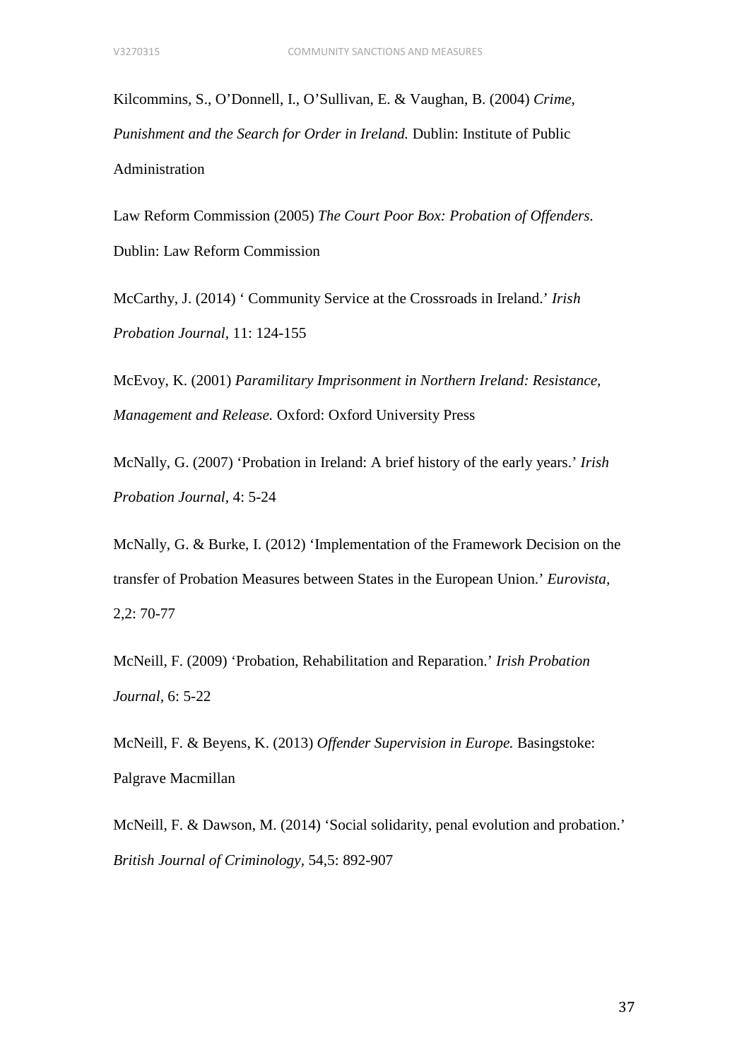Kilcommins, S., O'Donnell, I., O'Sullivan, E. & Vaughan, B. (2004) *Crime, Punishment and the Search for Order in Ireland.* Dublin: Institute of Public Administration

Law Reform Commission (2005) *The Court Poor Box: Probation of Offenders.* Dublin: Law Reform Commission

McCarthy, J. (2014) ' Community Service at the Crossroads in Ireland.' *Irish Probation Journal*, 11: 124-155

McEvoy, K. (2001) *Paramilitary Imprisonment in Northern Ireland: Resistance, Management and Release.* Oxford: Oxford University Press

McNally, G. (2007) 'Probation in Ireland: A brief history of the early years.' *Irish Probation Journal*, 4: 5-24

McNally, G. & Burke, I. (2012) 'Implementation of the Framework Decision on the transfer of Probation Measures between States in the European Union.' *Eurovista*, 2,2: 70-77

McNeill, F. (2009) 'Probation, Rehabilitation and Reparation.' *Irish Probation Journal*, 6: 5-22

McNeill, F. & Beyens, K. (2013) *Offender Supervision in Europe.* Basingstoke: Palgrave Macmillan

McNeill, F. & Dawson, M. (2014) 'Social solidarity, penal evolution and probation.' *British Journal of Criminology*, 54,5: 892-907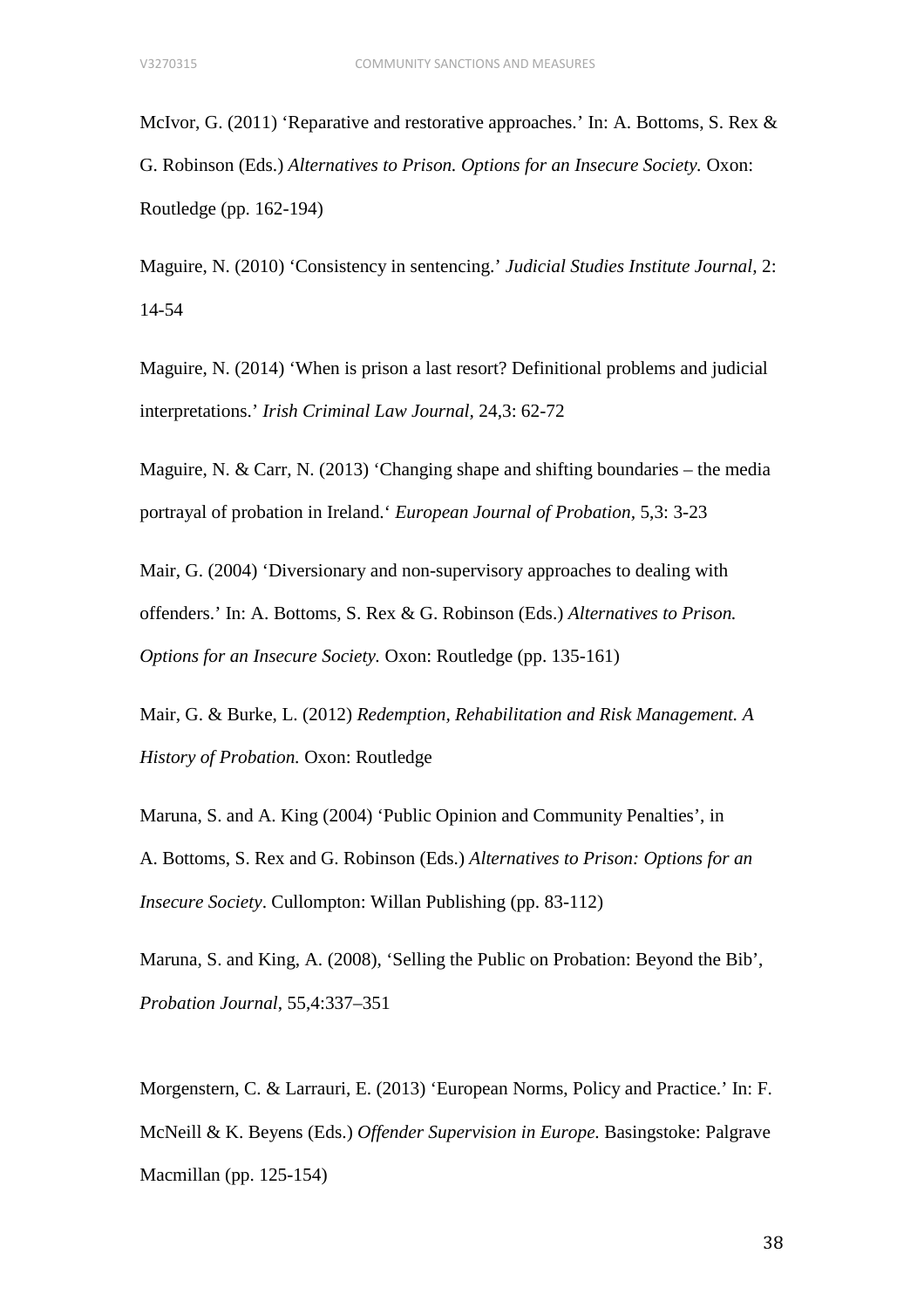McIvor, G. (2011) ‘Reparative and restorative approaches.’ In: A. Bottoms, S. Rex & G. Robinson (Eds.) *Alternatives to Prison. Options for an Insecure Society.* Oxon: Routledge (pp. 162-194)

Maguire, N. (2010) ‘Consistency in sentencing.’ *Judicial Studies Institute Journal*, 2: 14-54

Maguire, N. (2014) ‘When is prison a last resort? Definitional problems and judicial interpretations.’ *Irish Criminal Law Journal,* 24,3: 62-72

Maguire, N. & Carr, N. (2013) ‘Changing shape and shifting boundaries – the media portrayal of probation in Ireland.‘ *European Journal of Probation,* 5,3: 3-23

Mair, G. (2004) ‘Diversionary and non-supervisory approaches to dealing with offenders.’ In: A. Bottoms, S. Rex & G. Robinson (Eds.) *Alternatives to Prison. Options for an Insecure Society.* Oxon: Routledge (pp. 135-161)

Mair, G. & Burke, L. (2012) *Redemption, Rehabilitation and Risk Management. A History of Probation.* Oxon: Routledge

Maruna, S. and A. King (2004) ‘Public Opinion and Community Penalties’, in A. Bottoms, S. Rex and G. Robinson (Eds.) *Alternatives to Prison: Options for an Insecure Society*. Cullompton: Willan Publishing (pp. 83-112)

Maruna, S. and King, A. (2008), ‘Selling the Public on Probation: Beyond the Bib’, *Probation Journal*, 55,4:337–351

Morgenstern, C. & Larrauri, E. (2013) ‘European Norms, Policy and Practice.’ In: F. McNeill & K. Beyens (Eds.) *Offender Supervision in Europe.* Basingstoke: Palgrave Macmillan (pp. 125-154)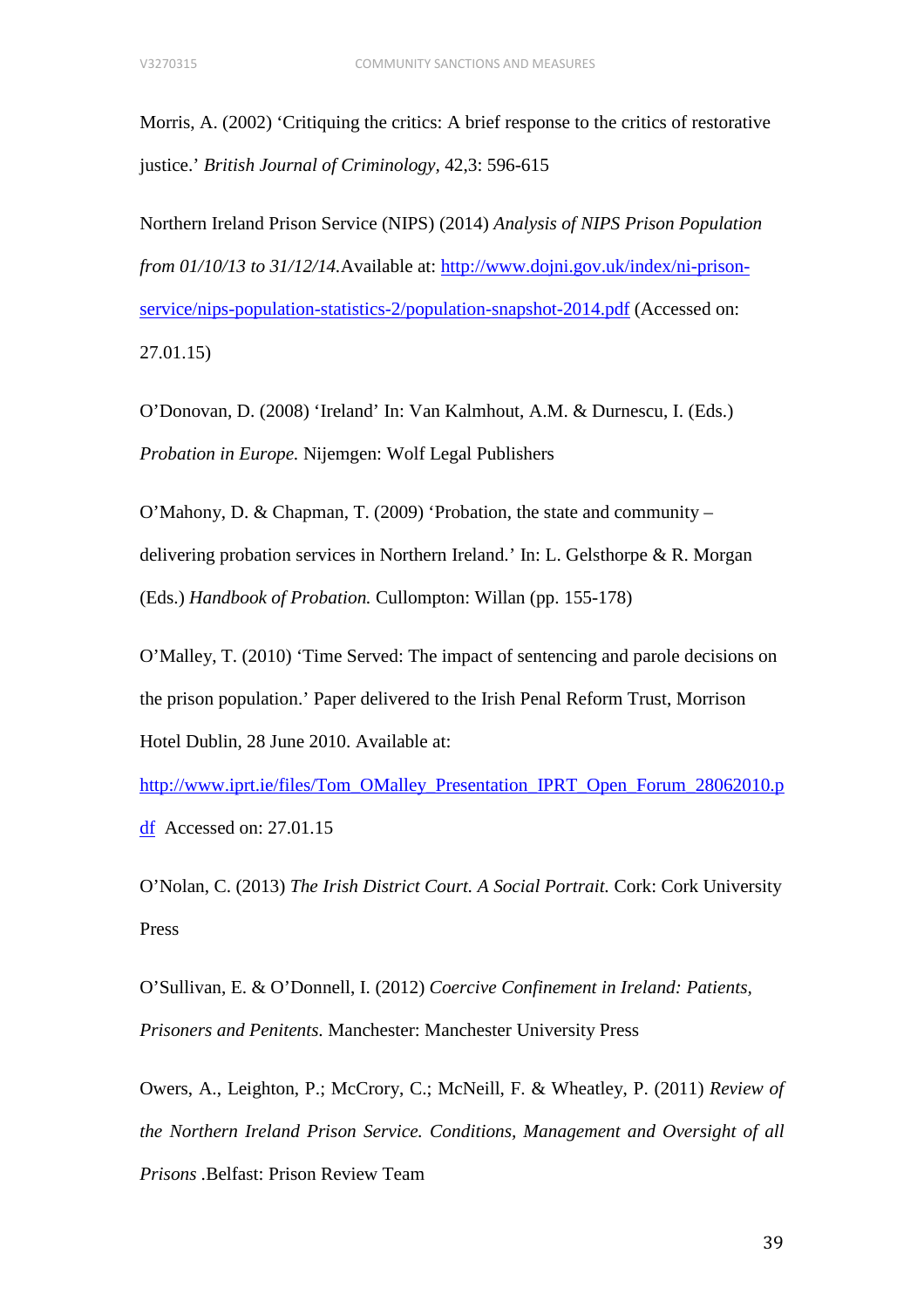Morris, A. (2002) ‘Critiquing the critics: A brief response to the critics of restorative justice.’ *British Journal of Criminology*, 42,3: 596-615

Northern Ireland Prison Service (NIPS) (2014) *Analysis of NIPS Prison Population from 01/10/13 to 31/12/14.*Available at: http://www.dojni.gov.uk/index/ni-prison-service/nips-population-statistics-2/population-snapshot-2014.pdf (Accessed on: 27.01.15)

O’Donovan, D. (2008) ‘Ireland’ In: Van Kalmhout, A.M. & Durnescu, I. (Eds.) *Probation in Europe.* Nijemgen: Wolf Legal Publishers

O’Mahony, D. & Chapman, T. (2009) ‘Probation, the state and community – delivering probation services in Northern Ireland.’ In: L. Gelsthorpe & R. Morgan (Eds.) *Handbook of Probation.* Cullompton: Willan (pp. 155-178)

O’Malley, T. (2010) ‘Time Served: The impact of sentencing and parole decisions on the prison population.’ Paper delivered to the Irish Penal Reform Trust, Morrison Hotel Dublin, 28 June 2010. Available at: http://www.iprt.ie/files/Tom_OMalley_Presentation_IPRT_Open_Forum_28062010.pdf Accessed on: 27.01.15

O’Nolan, C. (2013) *The Irish District Court. A Social Portrait.* Cork: Cork University Press

O’Sullivan, E. & O’Donnell, I. (2012) *Coercive Confinement in Ireland: Patients, Prisoners and Penitents.* Manchester: Manchester University Press

Owers, A., Leighton, P.; McCrory, C.; McNeill, F. & Wheatley, P. (2011) *Review of the Northern Ireland Prison Service. Conditions, Management and Oversight of all Prisons* .Belfast: Prison Review Team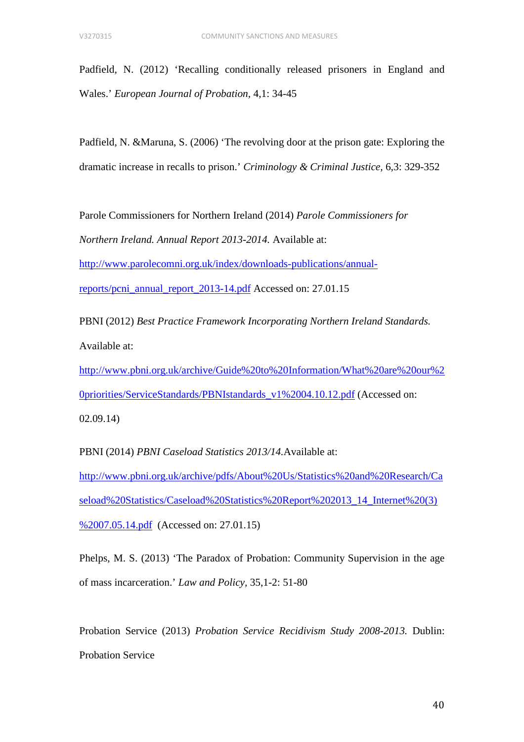Padfield, N. (2012) 'Recalling conditionally released prisoners in England and Wales.' *European Journal of Probation*, 4,1: 34-45

Padfield, N. &Maruna, S. (2006) 'The revolving door at the prison gate: Exploring the dramatic increase in recalls to prison.' *Criminology & Criminal Justice*, 6,3: 329-352

Parole Commissioners for Northern Ireland (2014) *Parole Commissioners for Northern Ireland. Annual Report 2013-2014.* Available at: http://www.parolecomni.org.uk/index/downloads-publications/annual-reports/pcni_annual_report_2013-14.pdf Accessed on: 27.01.15

PBNI (2012) *Best Practice Framework Incorporating Northern Ireland Standards.* Available at: http://www.pbni.org.uk/archive/Guide%20to%20Information/What%20are%20our%20priorities/ServiceStandards/PBNIstandards_v1%2004.10.12.pdf (Accessed on: 02.09.14)

PBNI (2014) *PBNI Caseload Statistics 2013/14.*Available at: http://www.pbni.org.uk/archive/pdfs/About%20Us/Statistics%20and%20Research/Caseload%20Statistics/Caseload%20Statistics%20Report%202013_14_Internet%20(3)%2007.05.14.pdf (Accessed on: 27.01.15)

Phelps, M. S. (2013) 'The Paradox of Probation: Community Supervision in the age of mass incarceration.' *Law and Policy*, 35,1-2: 51-80

Probation Service (2013) *Probation Service Recidivism Study 2008-2013.* Dublin: Probation Service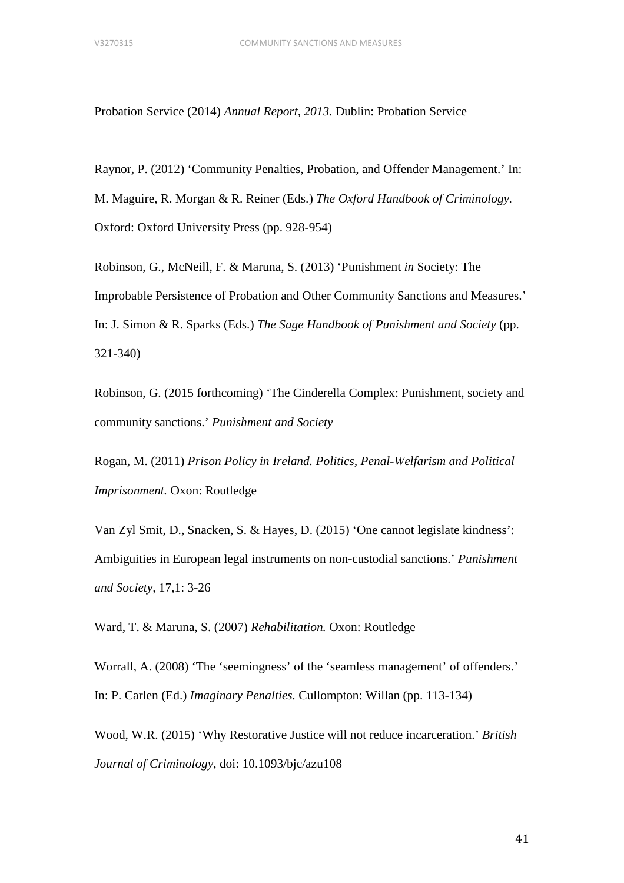Probation Service (2014) *Annual Report, 2013.* Dublin: Probation Service

Raynor, P. (2012) 'Community Penalties, Probation, and Offender Management.' In: M. Maguire, R. Morgan & R. Reiner (Eds.) *The Oxford Handbook of Criminology.* Oxford: Oxford University Press (pp. 928-954)

Robinson, G., McNeill, F. & Maruna, S. (2013) 'Punishment *in* Society: The Improbable Persistence of Probation and Other Community Sanctions and Measures.' In: J. Simon & R. Sparks (Eds.) *The Sage Handbook of Punishment and Society* (pp. 321-340)

Robinson, G. (2015 forthcoming) 'The Cinderella Complex: Punishment, society and community sanctions.' *Punishment and Society*

Rogan, M. (2011) *Prison Policy in Ireland. Politics, Penal-Welfarism and Political Imprisonment.* Oxon: Routledge

Van Zyl Smit, D., Snacken, S. & Hayes, D. (2015) 'One cannot legislate kindness': Ambiguities in European legal instruments on non-custodial sanctions.' *Punishment and Society,* 17,1: 3-26

Ward, T. & Maruna, S. (2007) *Rehabilitation.* Oxon: Routledge

Worrall, A. (2008) 'The 'seemingness' of the 'seamless management' of offenders.' In: P. Carlen (Ed.) *Imaginary Penalties.* Cullompton: Willan (pp. 113-134)

Wood, W.R. (2015) 'Why Restorative Justice will not reduce incarceration.' *British Journal of Criminology,* doi: 10.1093/bjc/azu108